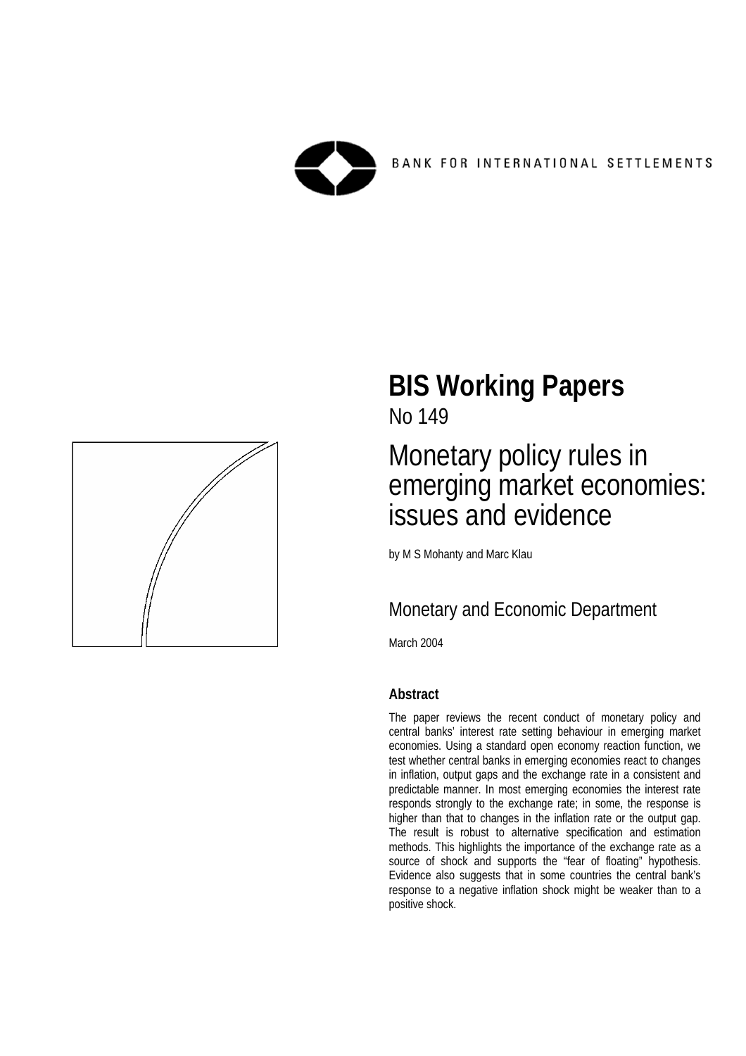BANK FOR INTERNATIONAL SETTLEMENTS

# BIS Working Papers

No 149

## Monetary policy rules in emerging market economies: issues and evidence

by M S Mohanty and Marc Klau

Monetary and Economic Department

March 2004

### Abstract

The paper reviews the recent conduct of monetary policy and central banks' interest rate setting behaviour in emerging market economies. Using a standard open economy reaction function, we test whether central banks in emerging economies react to changes in inflation, output gaps and the exchange rate in a consistent and predictable manner. In most emerging economies the interest rate responds strongly to the exchange rate; in some, the response is higher than that to changes in the inflation rate or the output gap. The result is robust to alternative specification and estimation methods. This highlights the importance of the exchange rate as a source of shock and supports the "fear of floating" hypothesis. Evidence also suggests that in some countries the central bank's response to a negative inflation shock might be weaker than to a positive shock.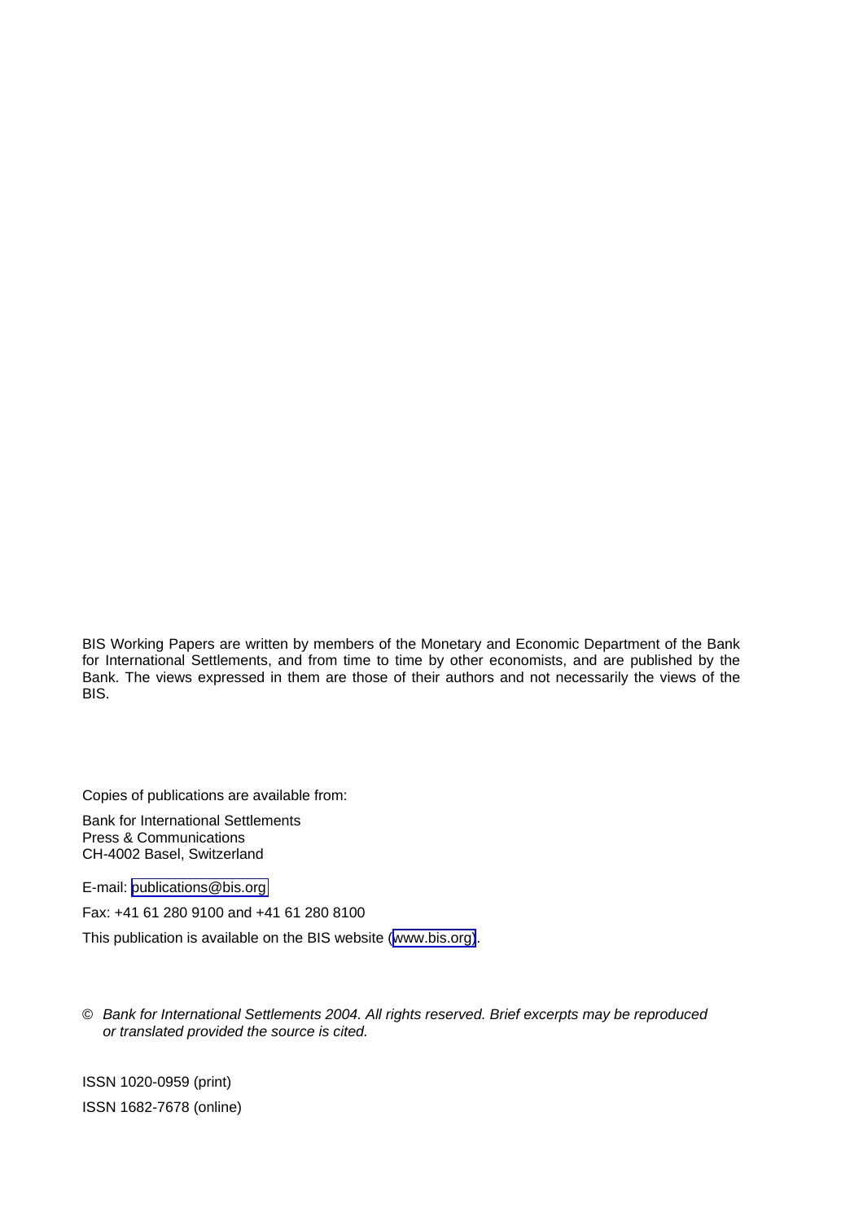BIS Working Papers are written by members of the Monetary and Economic Department of the Bank for International Settlements, and from time to time by other economists, and are published by the Bank. The views expressed in them are those of their authors and not necessarily the views of the BIS.

Copies of publications are available from:

Bank for International Settlements
Press & Communications
CH-4002 Basel, Switzerland

E-mail: publications@bis.org

Fax: +41 61 280 9100 and +41 61 280 8100

This publication is available on the BIS website (www.bis.org).

© *Bank for International Settlements 2004. All rights reserved. Brief excerpts may be reproduced or translated provided the source is cited.*

ISSN 1020-0959 (print)

ISSN 1682-7678 (online)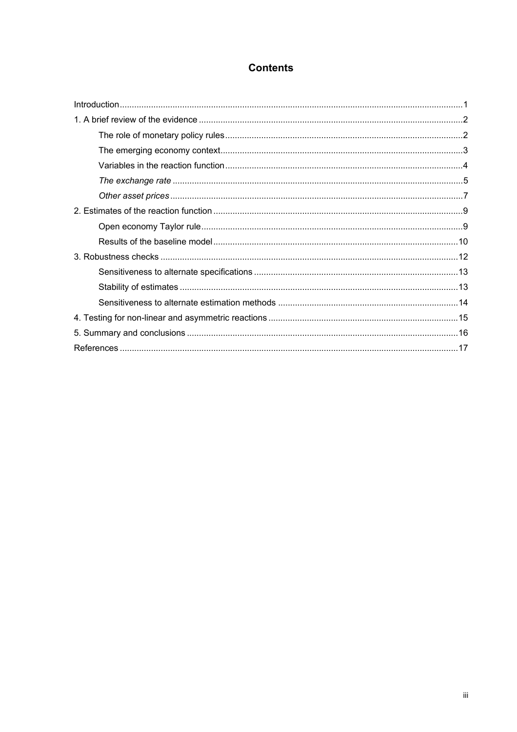## Contents

Introduction ... 1

1. A brief review of the evidence ... 2
   - The role of monetary policy rules ... 2
   - The emerging economy context ... 3
   - Variables in the reaction function ... 4
   - *The exchange rate* ... 5
   - *Other asset prices* ... 7
2. Estimates of the reaction function ... 9
   - Open economy Taylor rule ... 9
   - Results of the baseline model ... 10
3. Robustness checks ... 12
   - Sensitiveness to alternate specifications ... 13
   - Stability of estimates ... 13
   - Sensitiveness to alternate estimation methods ... 14
4. Testing for non-linear and asymmetric reactions ... 15
5. Summary and conclusions ... 16

References ... 17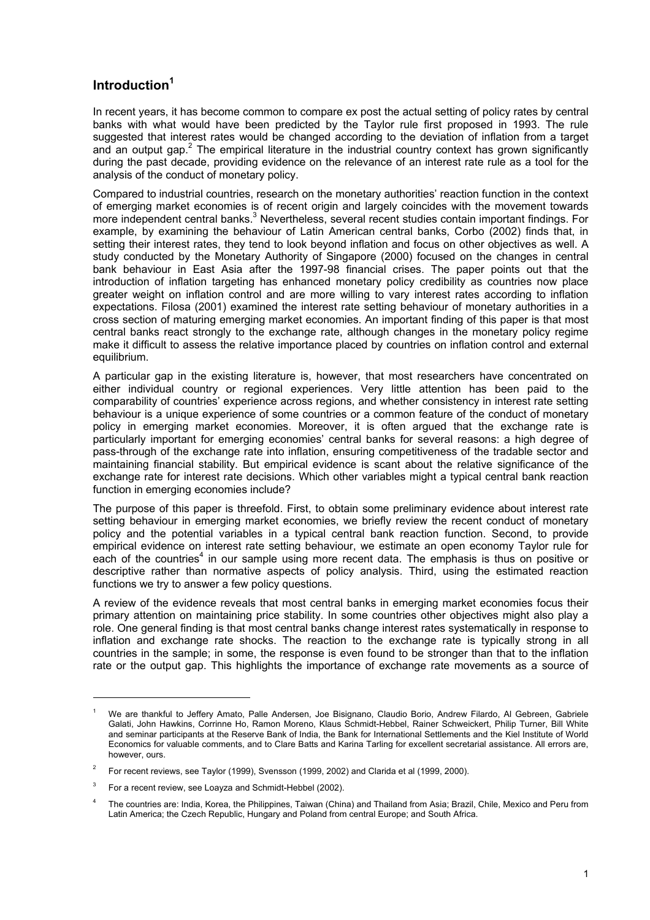## Introduction[1]

In recent years, it has become common to compare ex post the actual setting of policy rates by central banks with what would have been predicted by the Taylor rule first proposed in 1993. The rule suggested that interest rates would be changed according to the deviation of inflation from a target and an output gap.[2] The empirical literature in the industrial country context has grown significantly during the past decade, providing evidence on the relevance of an interest rate rule as a tool for the analysis of the conduct of monetary policy.

Compared to industrial countries, research on the monetary authorities' reaction function in the context of emerging market economies is of recent origin and largely coincides with the movement towards more independent central banks.[3] Nevertheless, several recent studies contain important findings. For example, by examining the behaviour of Latin American central banks, Corbo (2002) finds that, in setting their interest rates, they tend to look beyond inflation and focus on other objectives as well. A study conducted by the Monetary Authority of Singapore (2000) focused on the changes in central bank behaviour in East Asia after the 1997-98 financial crises. The paper points out that the introduction of inflation targeting has enhanced monetary policy credibility as countries now place greater weight on inflation control and are more willing to vary interest rates according to inflation expectations. Filosa (2001) examined the interest rate setting behaviour of monetary authorities in a cross section of maturing emerging market economies. An important finding of this paper is that most central banks react strongly to the exchange rate, although changes in the monetary policy regime make it difficult to assess the relative importance placed by countries on inflation control and external equilibrium.

A particular gap in the existing literature is, however, that most researchers have concentrated on either individual country or regional experiences. Very little attention has been paid to the comparability of countries' experience across regions, and whether consistency in interest rate setting behaviour is a unique experience of some countries or a common feature of the conduct of monetary policy in emerging market economies. Moreover, it is often argued that the exchange rate is particularly important for emerging economies' central banks for several reasons: a high degree of pass-through of the exchange rate into inflation, ensuring competitiveness of the tradable sector and maintaining financial stability. But empirical evidence is scant about the relative significance of the exchange rate for interest rate decisions. Which other variables might a typical central bank reaction function in emerging economies include?

The purpose of this paper is threefold. First, to obtain some preliminary evidence about interest rate setting behaviour in emerging market economies, we briefly review the recent conduct of monetary policy and the potential variables in a typical central bank reaction function. Second, to provide empirical evidence on interest rate setting behaviour, we estimate an open economy Taylor rule for each of the countries[4] in our sample using more recent data. The emphasis is thus on positive or descriptive rather than normative aspects of policy analysis. Third, using the estimated reaction functions we try to answer a few policy questions.

A review of the evidence reveals that most central banks in emerging market economies focus their primary attention on maintaining price stability. In some countries other objectives might also play a role. One general finding is that most central banks change interest rates systematically in response to inflation and exchange rate shocks. The reaction to the exchange rate is typically strong in all countries in the sample; in some, the response is even found to be stronger than that to the inflation rate or the output gap. This highlights the importance of exchange rate movements as a source of

---

[1] We are thankful to Jeffery Amato, Palle Andersen, Joe Bisignano, Claudio Borio, Andrew Filardo, Al Gebreen, Gabriele Galati, John Hawkins, Corrinne Ho, Ramon Moreno, Klaus Schmidt-Hebbel, Rainer Schweickert, Philip Turner, Bill White and seminar participants at the Reserve Bank of India, the Bank for International Settlements and the Kiel Institute of World Economics for valuable comments, and to Clare Batts and Karina Tarling for excellent secretarial assistance. All errors are, however, ours.

[2] For recent reviews, see Taylor (1999), Svensson (1999, 2002) and Clarida et al (1999, 2000).

[3] For a recent review, see Loayza and Schmidt-Hebbel (2002).

[4] The countries are: India, Korea, the Philippines, Taiwan (China) and Thailand from Asia; Brazil, Chile, Mexico and Peru from Latin America; the Czech Republic, Hungary and Poland from central Europe; and South Africa.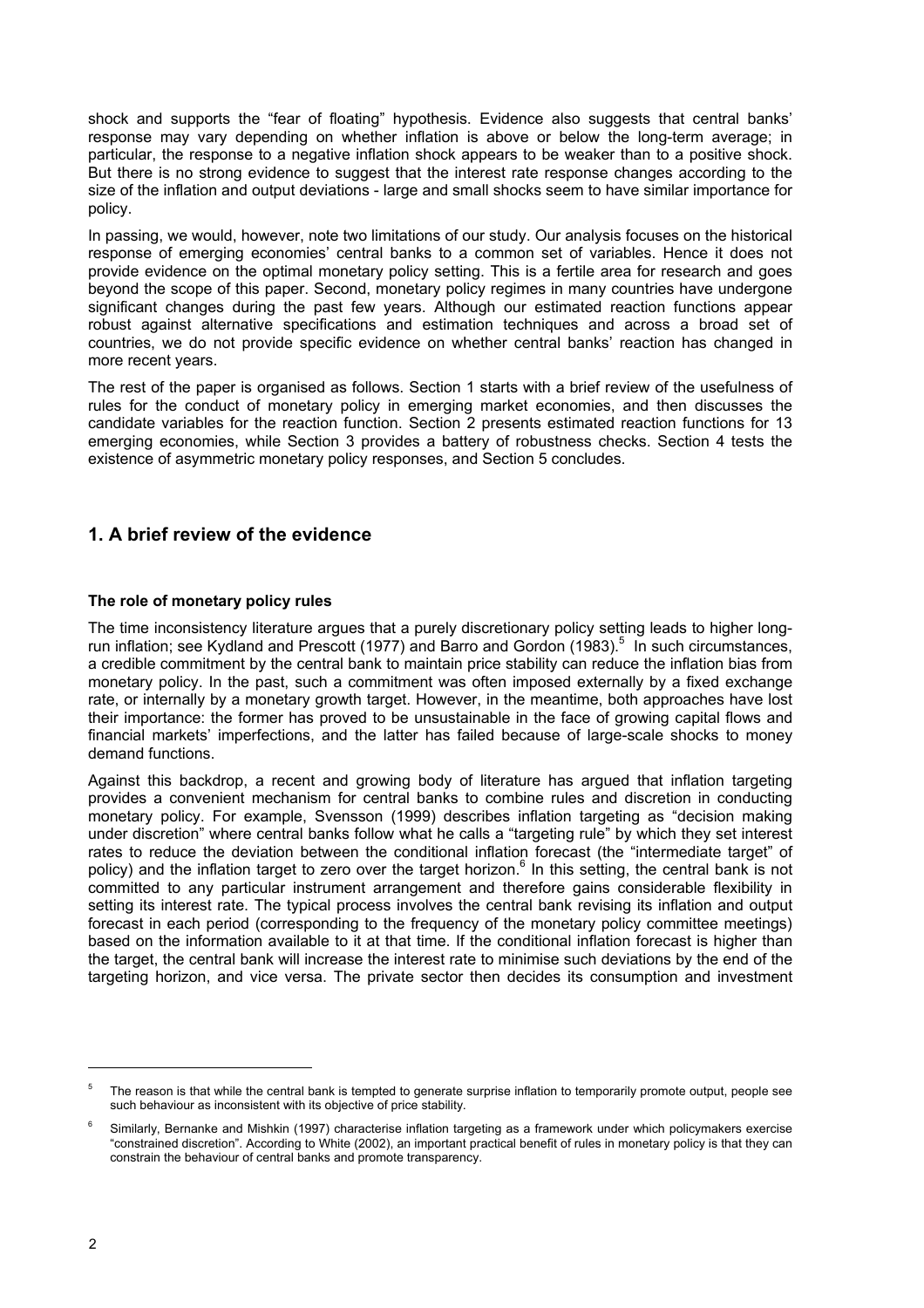shock and supports the "fear of floating" hypothesis. Evidence also suggests that central banks' response may vary depending on whether inflation is above or below the long-term average; in particular, the response to a negative inflation shock appears to be weaker than to a positive shock. But there is no strong evidence to suggest that the interest rate response changes according to the size of the inflation and output deviations - large and small shocks seem to have similar importance for policy.

In passing, we would, however, note two limitations of our study. Our analysis focuses on the historical response of emerging economies' central banks to a common set of variables. Hence it does not provide evidence on the optimal monetary policy setting. This is a fertile area for research and goes beyond the scope of this paper. Second, monetary policy regimes in many countries have undergone significant changes during the past few years. Although our estimated reaction functions appear robust against alternative specifications and estimation techniques and across a broad set of countries, we do not provide specific evidence on whether central banks' reaction has changed in more recent years.

The rest of the paper is organised as follows. Section 1 starts with a brief review of the usefulness of rules for the conduct of monetary policy in emerging market economies, and then discusses the candidate variables for the reaction function. Section 2 presents estimated reaction functions for 13 emerging economies, while Section 3 provides a battery of robustness checks. Section 4 tests the existence of asymmetric monetary policy responses, and Section 5 concludes.

## 1. A brief review of the evidence

### The role of monetary policy rules

The time inconsistency literature argues that a purely discretionary policy setting leads to higher long-run inflation; see Kydland and Prescott (1977) and Barro and Gordon (1983).[5] In such circumstances, a credible commitment by the central bank to maintain price stability can reduce the inflation bias from monetary policy. In the past, such a commitment was often imposed externally by a fixed exchange rate, or internally by a monetary growth target. However, in the meantime, both approaches have lost their importance: the former has proved to be unsustainable in the face of growing capital flows and financial markets' imperfections, and the latter has failed because of large-scale shocks to money demand functions.

Against this backdrop, a recent and growing body of literature has argued that inflation targeting provides a convenient mechanism for central banks to combine rules and discretion in conducting monetary policy. For example, Svensson (1999) describes inflation targeting as "decision making under discretion" where central banks follow what he calls a "targeting rule" by which they set interest rates to reduce the deviation between the conditional inflation forecast (the "intermediate target" of policy) and the inflation target to zero over the target horizon.[6] In this setting, the central bank is not committed to any particular instrument arrangement and therefore gains considerable flexibility in setting its interest rate. The typical process involves the central bank revising its inflation and output forecast in each period (corresponding to the frequency of the monetary policy committee meetings) based on the information available to it at that time. If the conditional inflation forecast is higher than the target, the central bank will increase the interest rate to minimise such deviations by the end of the targeting horizon, and vice versa. The private sector then decides its consumption and investment

---

[5] The reason is that while the central bank is tempted to generate surprise inflation to temporarily promote output, people see such behaviour as inconsistent with its objective of price stability.

[6] Similarly, Bernanke and Mishkin (1997) characterise inflation targeting as a framework under which policymakers exercise "constrained discretion". According to White (2002), an important practical benefit of rules in monetary policy is that they can constrain the behaviour of central banks and promote transparency.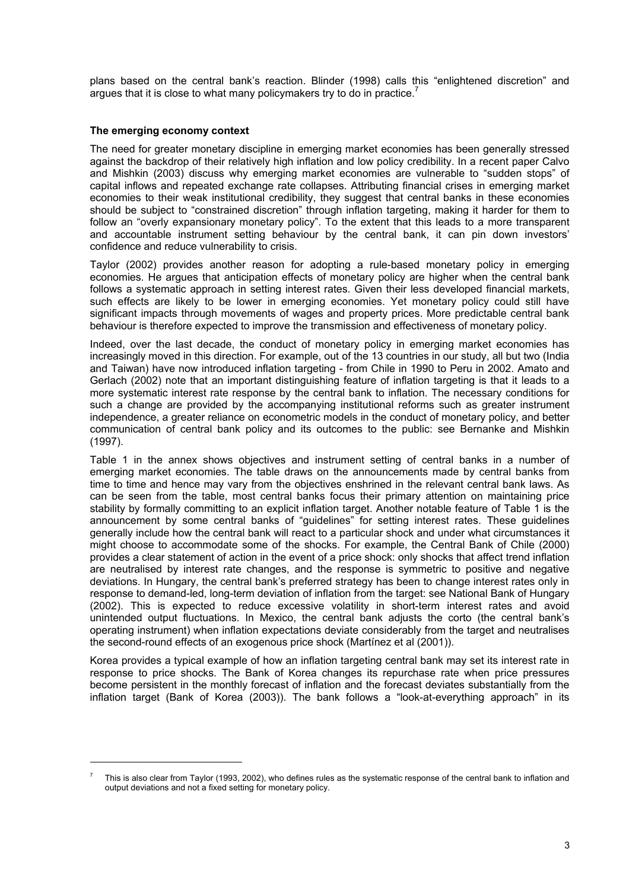plans based on the central bank's reaction. Blinder (1998) calls this "enlightened discretion" and argues that it is close to what many policymakers try to do in practice.[7]

**The emerging economy context**

The need for greater monetary discipline in emerging market economies has been generally stressed against the backdrop of their relatively high inflation and low policy credibility. In a recent paper Calvo and Mishkin (2003) discuss why emerging market economies are vulnerable to "sudden stops" of capital inflows and repeated exchange rate collapses. Attributing financial crises in emerging market economies to their weak institutional credibility, they suggest that central banks in these economies should be subject to "constrained discretion" through inflation targeting, making it harder for them to follow an "overly expansionary monetary policy". To the extent that this leads to a more transparent and accountable instrument setting behaviour by the central bank, it can pin down investors' confidence and reduce vulnerability to crisis.

Taylor (2002) provides another reason for adopting a rule-based monetary policy in emerging economies. He argues that anticipation effects of monetary policy are higher when the central bank follows a systematic approach in setting interest rates. Given their less developed financial markets, such effects are likely to be lower in emerging economies. Yet monetary policy could still have significant impacts through movements of wages and property prices. More predictable central bank behaviour is therefore expected to improve the transmission and effectiveness of monetary policy.

Indeed, over the last decade, the conduct of monetary policy in emerging market economies has increasingly moved in this direction. For example, out of the 13 countries in our study, all but two (India and Taiwan) have now introduced inflation targeting - from Chile in 1990 to Peru in 2002. Amato and Gerlach (2002) note that an important distinguishing feature of inflation targeting is that it leads to a more systematic interest rate response by the central bank to inflation. The necessary conditions for such a change are provided by the accompanying institutional reforms such as greater instrument independence, a greater reliance on econometric models in the conduct of monetary policy, and better communication of central bank policy and its outcomes to the public: see Bernanke and Mishkin (1997).

Table 1 in the annex shows objectives and instrument setting of central banks in a number of emerging market economies. The table draws on the announcements made by central banks from time to time and hence may vary from the objectives enshrined in the relevant central bank laws. As can be seen from the table, most central banks focus their primary attention on maintaining price stability by formally committing to an explicit inflation target. Another notable feature of Table 1 is the announcement by some central banks of "guidelines" for setting interest rates. These guidelines generally include how the central bank will react to a particular shock and under what circumstances it might choose to accommodate some of the shocks. For example, the Central Bank of Chile (2000) provides a clear statement of action in the event of a price shock: only shocks that affect trend inflation are neutralised by interest rate changes, and the response is symmetric to positive and negative deviations. In Hungary, the central bank's preferred strategy has been to change interest rates only in response to demand-led, long-term deviation of inflation from the target: see National Bank of Hungary (2002). This is expected to reduce excessive volatility in short-term interest rates and avoid unintended output fluctuations. In Mexico, the central bank adjusts the corto (the central bank's operating instrument) when inflation expectations deviate considerably from the target and neutralises the second-round effects of an exogenous price shock (Martínez et al (2001)).

Korea provides a typical example of how an inflation targeting central bank may set its interest rate in response to price shocks. The Bank of Korea changes its repurchase rate when price pressures become persistent in the monthly forecast of inflation and the forecast deviates substantially from the inflation target (Bank of Korea (2003)). The bank follows a "look-at-everything approach" in its

---

[7] This is also clear from Taylor (1993, 2002), who defines rules as the systematic response of the central bank to inflation and output deviations and not a fixed setting for monetary policy.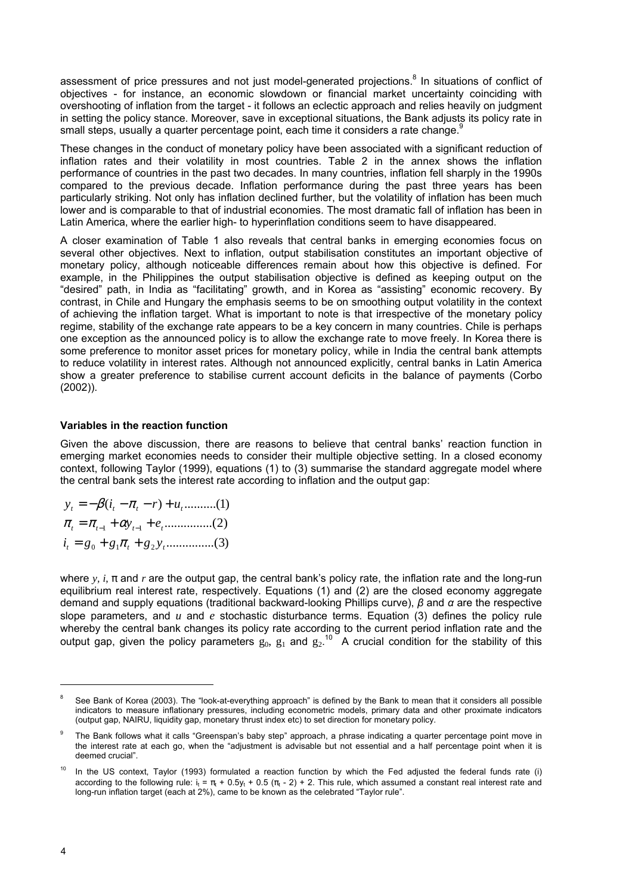assessment of price pressures and not just model-generated projections.[8] In situations of conflict of objectives - for instance, an economic slowdown or financial market uncertainty coinciding with overshooting of inflation from the target - it follows an eclectic approach and relies heavily on judgment in setting the policy stance. Moreover, save in exceptional situations, the Bank adjusts its policy rate in small steps, usually a quarter percentage point, each time it considers a rate change.[9]

These changes in the conduct of monetary policy have been associated with a significant reduction of inflation rates and their volatility in most countries. Table 2 in the annex shows the inflation performance of countries in the past two decades. In many countries, inflation fell sharply in the 1990s compared to the previous decade. Inflation performance during the past three years has been particularly striking. Not only has inflation declined further, but the volatility of inflation has been much lower and is comparable to that of industrial economies. The most dramatic fall of inflation has been in Latin America, where the earlier high- to hyperinflation conditions seem to have disappeared.

A closer examination of Table 1 also reveals that central banks in emerging economies focus on several other objectives. Next to inflation, output stabilisation constitutes an important objective of monetary policy, although noticeable differences remain about how this objective is defined. For example, in the Philippines the output stabilisation objective is defined as keeping output on the "desired" path, in India as "facilitating" growth, and in Korea as "assisting" economic recovery. By contrast, in Chile and Hungary the emphasis seems to be on smoothing output volatility in the context of achieving the inflation target. What is important to note is that irrespective of the monetary policy regime, stability of the exchange rate appears to be a key concern in many countries. Chile is perhaps one exception as the announced policy is to allow the exchange rate to move freely. In Korea there is some preference to monitor asset prices for monetary policy, while in India the central bank attempts to reduce volatility in interest rates. Although not announced explicitly, central banks in Latin America show a greater preference to stabilise current account deficits in the balance of payments (Corbo (2002)).

**Variables in the reaction function**

Given the above discussion, there are reasons to believe that central banks' reaction function in emerging market economies needs to consider their multiple objective setting. In a closed economy context, following Taylor (1999), equations (1) to (3) summarise the standard aggregate model where the central bank sets the interest rate according to inflation and the output gap:

$$y_t = -\beta(i_t - \pi_t - r) + u_t \quad \text{..........(1)}$$

$$\pi_t = \pi_{t-1} + \alpha y_{t-1} + e_t \quad \text{...............(2)}$$

$$i_t = g_0 + g_1\pi_t + g_2 y_t \quad \text{...............(3)}$$

where $y$, $i$, $\pi$ and $r$ are the output gap, the central bank's policy rate, the inflation rate and the long-run equilibrium real interest rate, respectively. Equations (1) and (2) are the closed economy aggregate demand and supply equations (traditional backward-looking Phillips curve), $\beta$ and $\alpha$ are the respective slope parameters, and $u$ and $e$ stochastic disturbance terms. Equation (3) defines the policy rule whereby the central bank changes its policy rate according to the current period inflation rate and the output gap, given the policy parameters $g_0$, $g_1$ and $g_2$.[10] A crucial condition for the stability of this

---

[8] See Bank of Korea (2003). The "look-at-everything approach" is defined by the Bank to mean that it considers all possible indicators to measure inflationary pressures, including econometric models, primary data and other proximate indicators (output gap, NAIRU, liquidity gap, monetary thrust index etc) to set direction for monetary policy.

[9] The Bank follows what it calls "Greenspan's baby step" approach, a phrase indicating a quarter percentage point move in the interest rate at each go, when the "adjustment is advisable but not essential and a half percentage point when it is deemed crucial".

[10] In the US context, Taylor (1993) formulated a reaction function by which the Fed adjusted the federal funds rate (i) according to the following rule: $i_t = \pi_t + 0.5y_t + 0.5\,(\pi_t - 2) + 2$. This rule, which assumed a constant real interest rate and long-run inflation target (each at 2%), came to be known as the celebrated "Taylor rule".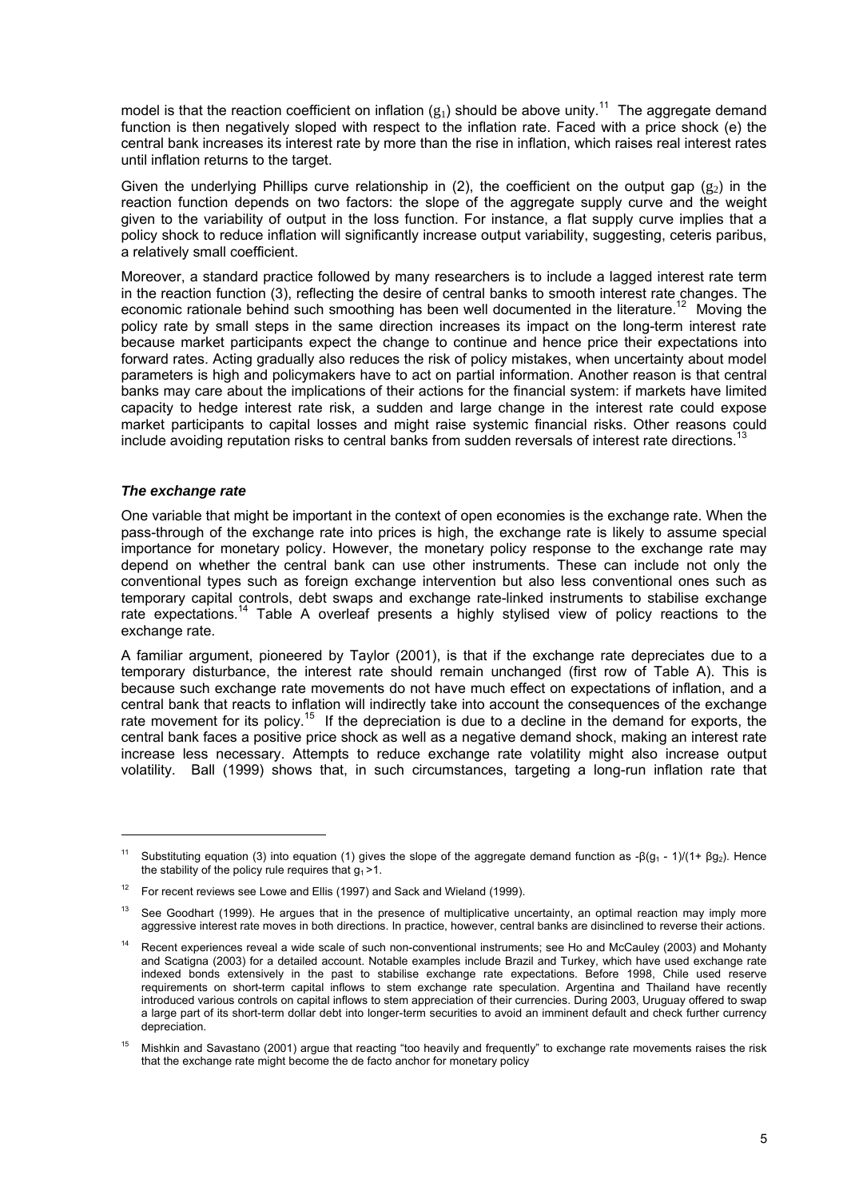model is that the reaction coefficient on inflation ($g_1$) should be above unity.[11] The aggregate demand function is then negatively sloped with respect to the inflation rate. Faced with a price shock (e) the central bank increases its interest rate by more than the rise in inflation, which raises real interest rates until inflation returns to the target.

Given the underlying Phillips curve relationship in (2), the coefficient on the output gap ($g_2$) in the reaction function depends on two factors: the slope of the aggregate supply curve and the weight given to the variability of output in the loss function. For instance, a flat supply curve implies that a policy shock to reduce inflation will significantly increase output variability, suggesting, ceteris paribus, a relatively small coefficient.

Moreover, a standard practice followed by many researchers is to include a lagged interest rate term in the reaction function (3), reflecting the desire of central banks to smooth interest rate changes. The economic rationale behind such smoothing has been well documented in the literature.[12] Moving the policy rate by small steps in the same direction increases its impact on the long-term interest rate because market participants expect the change to continue and hence price their expectations into forward rates. Acting gradually also reduces the risk of policy mistakes, when uncertainty about model parameters is high and policymakers have to act on partial information. Another reason is that central banks may care about the implications of their actions for the financial system: if markets have limited capacity to hedge interest rate risk, a sudden and large change in the interest rate could expose market participants to capital losses and might raise systemic financial risks. Other reasons could include avoiding reputation risks to central banks from sudden reversals of interest rate directions.[13]

### *The exchange rate*

One variable that might be important in the context of open economies is the exchange rate. When the pass-through of the exchange rate into prices is high, the exchange rate is likely to assume special importance for monetary policy. However, the monetary policy response to the exchange rate may depend on whether the central bank can use other instruments. These can include not only the conventional types such as foreign exchange intervention but also less conventional ones such as temporary capital controls, debt swaps and exchange rate-linked instruments to stabilise exchange rate expectations.[14] Table A overleaf presents a highly stylised view of policy reactions to the exchange rate.

A familiar argument, pioneered by Taylor (2001), is that if the exchange rate depreciates due to a temporary disturbance, the interest rate should remain unchanged (first row of Table A). This is because such exchange rate movements do not have much effect on expectations of inflation, and a central bank that reacts to inflation will indirectly take into account the consequences of the exchange rate movement for its policy.[15] If the depreciation is due to a decline in the demand for exports, the central bank faces a positive price shock as well as a negative demand shock, making an interest rate increase less necessary. Attempts to reduce exchange rate volatility might also increase output volatility. Ball (1999) shows that, in such circumstances, targeting a long-run inflation rate that

---

[11] Substituting equation (3) into equation (1) gives the slope of the aggregate demand function as $-\beta(g_1 - 1)/(1+ \beta g_2)$. Hence the stability of the policy rule requires that $g_1 > 1$.

[12] For recent reviews see Lowe and Ellis (1997) and Sack and Wieland (1999).

[13] See Goodhart (1999). He argues that in the presence of multiplicative uncertainty, an optimal reaction may imply more aggressive interest rate moves in both directions. In practice, however, central banks are disinclined to reverse their actions.

[14] Recent experiences reveal a wide scale of such non-conventional instruments; see Ho and McCauley (2003) and Mohanty and Scatigna (2003) for a detailed account. Notable examples include Brazil and Turkey, which have used exchange rate indexed bonds extensively in the past to stabilise exchange rate expectations. Before 1998, Chile used reserve requirements on short-term capital inflows to stem exchange rate speculation. Argentina and Thailand have recently introduced various controls on capital inflows to stem appreciation of their currencies. During 2003, Uruguay offered to swap a large part of its short-term dollar debt into longer-term securities to avoid an imminent default and check further currency depreciation.

[15] Mishkin and Savastano (2001) argue that reacting "too heavily and frequently" to exchange rate movements raises the risk that the exchange rate might become the de facto anchor for monetary policy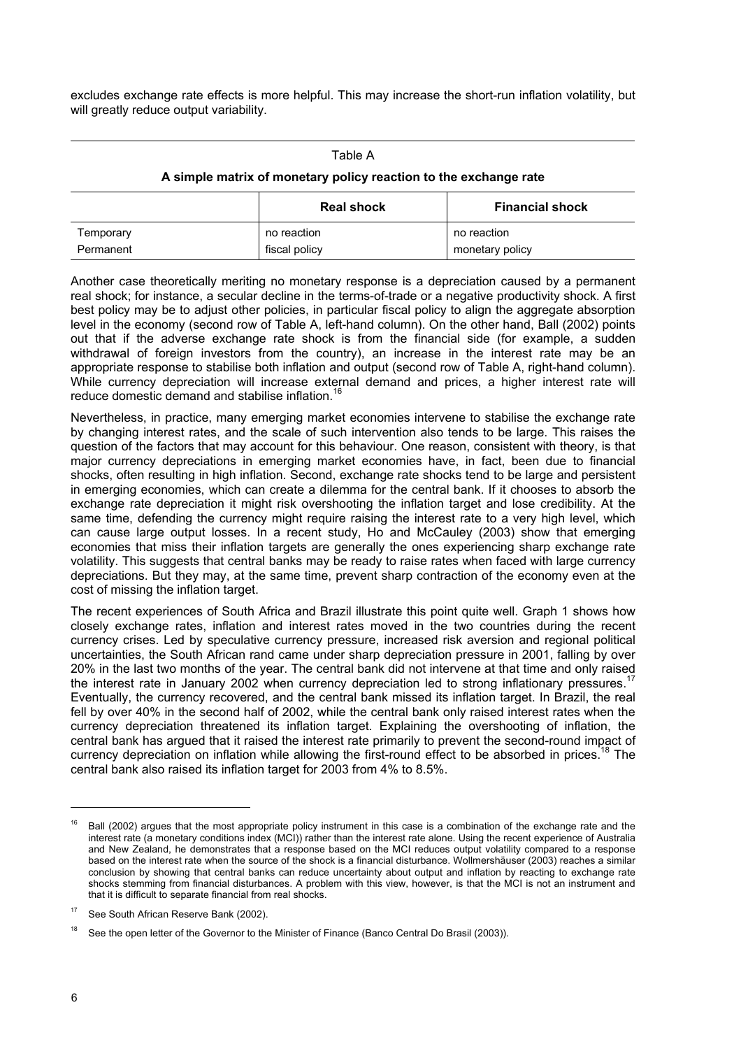excludes exchange rate effects is more helpful. This may increase the short-run inflation volatility, but will greatly reduce output variability.

Table A

**A simple matrix of monetary policy reaction to the exchange rate**

| | **Real shock** | **Financial shock** |
|---|---|---|
| Temporary | no reaction | no reaction |
| Permanent | fiscal policy | monetary policy |

Another case theoretically meriting no monetary response is a depreciation caused by a permanent real shock; for instance, a secular decline in the terms-of-trade or a negative productivity shock. A first best policy may be to adjust other policies, in particular fiscal policy to align the aggregate absorption level in the economy (second row of Table A, left-hand column). On the other hand, Ball (2002) points out that if the adverse exchange rate shock is from the financial side (for example, a sudden withdrawal of foreign investors from the country), an increase in the interest rate may be an appropriate response to stabilise both inflation and output (second row of Table A, right-hand column). While currency depreciation will increase external demand and prices, a higher interest rate will reduce domestic demand and stabilise inflation.[16]

Nevertheless, in practice, many emerging market economies intervene to stabilise the exchange rate by changing interest rates, and the scale of such intervention also tends to be large. This raises the question of the factors that may account for this behaviour. One reason, consistent with theory, is that major currency depreciations in emerging market economies have, in fact, been due to financial shocks, often resulting in high inflation. Second, exchange rate shocks tend to be large and persistent in emerging economies, which can create a dilemma for the central bank. If it chooses to absorb the exchange rate depreciation it might risk overshooting the inflation target and lose credibility. At the same time, defending the currency might require raising the interest rate to a very high level, which can cause large output losses. In a recent study, Ho and McCauley (2003) show that emerging economies that miss their inflation targets are generally the ones experiencing sharp exchange rate volatility. This suggests that central banks may be ready to raise rates when faced with large currency depreciations. But they may, at the same time, prevent sharp contraction of the economy even at the cost of missing the inflation target.

The recent experiences of South Africa and Brazil illustrate this point quite well. Graph 1 shows how closely exchange rates, inflation and interest rates moved in the two countries during the recent currency crises. Led by speculative currency pressure, increased risk aversion and regional political uncertainties, the South African rand came under sharp depreciation pressure in 2001, falling by over 20% in the last two months of the year. The central bank did not intervene at that time and only raised the interest rate in January 2002 when currency depreciation led to strong inflationary pressures.[17] Eventually, the currency recovered, and the central bank missed its inflation target. In Brazil, the real fell by over 40% in the second half of 2002, while the central bank only raised interest rates when the currency depreciation threatened its inflation target. Explaining the overshooting of inflation, the central bank has argued that it raised the interest rate primarily to prevent the second-round impact of currency depreciation on inflation while allowing the first-round effect to be absorbed in prices.[18] The central bank also raised its inflation target for 2003 from 4% to 8.5%.

---

[16] Ball (2002) argues that the most appropriate policy instrument in this case is a combination of the exchange rate and the interest rate (a monetary conditions index (MCI)) rather than the interest rate alone. Using the recent experience of Australia and New Zealand, he demonstrates that a response based on the MCI reduces output volatility compared to a response based on the interest rate when the source of the shock is a financial disturbance. Wollmershäuser (2003) reaches a similar conclusion by showing that central banks can reduce uncertainty about output and inflation by reacting to exchange rate shocks stemming from financial disturbances. A problem with this view, however, is that the MCI is not an instrument and that it is difficult to separate financial from real shocks.

[17] See South African Reserve Bank (2002).

[18] See the open letter of the Governor to the Minister of Finance (Banco Central Do Brasil (2003)).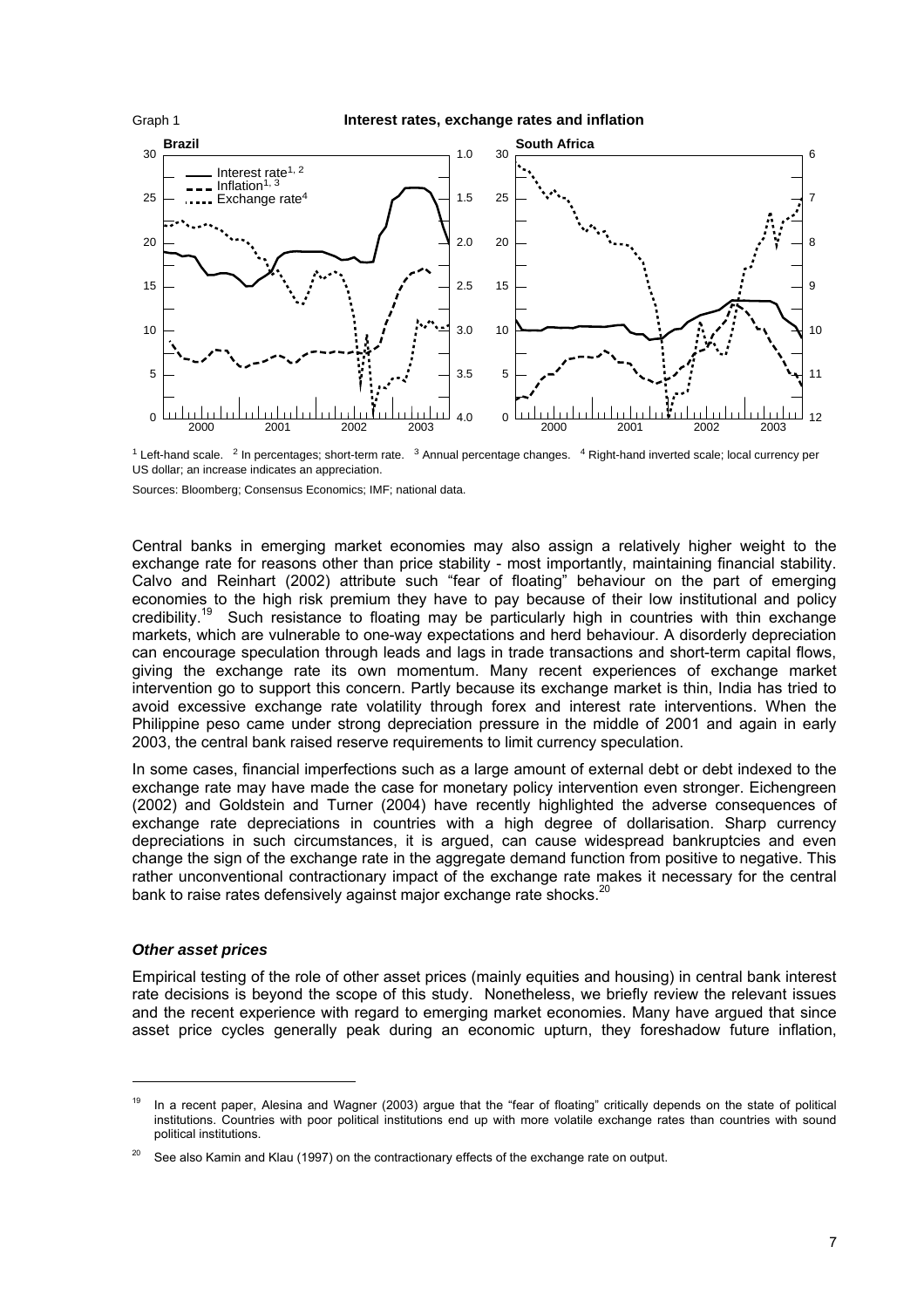Graph 1

**Interest rates, exchange rates and inflation**

[1] Left-hand scale. [2] In percentages; short-term rate. [3] Annual percentage changes. [4] Right-hand inverted scale; local currency per US dollar; an increase indicates an appreciation.

Sources: Bloomberg; Consensus Economics; IMF; national data.

Central banks in emerging market economies may also assign a relatively higher weight to the exchange rate for reasons other than price stability - most importantly, maintaining financial stability. Calvo and Reinhart (2002) attribute such "fear of floating" behaviour on the part of emerging economies to the high risk premium they have to pay because of their low institutional and policy credibility.[19] Such resistance to floating may be particularly high in countries with thin exchange markets, which are vulnerable to one-way expectations and herd behaviour. A disorderly depreciation can encourage speculation through leads and lags in trade transactions and short-term capital flows, giving the exchange rate its own momentum. Many recent experiences of exchange market intervention go to support this concern. Partly because its exchange market is thin, India has tried to avoid excessive exchange rate volatility through forex and interest rate interventions. When the Philippine peso came under strong depreciation pressure in the middle of 2001 and again in early 2003, the central bank raised reserve requirements to limit currency speculation.

In some cases, financial imperfections such as a large amount of external debt or debt indexed to the exchange rate may have made the case for monetary policy intervention even stronger. Eichengreen (2002) and Goldstein and Turner (2004) have recently highlighted the adverse consequences of exchange rate depreciations in countries with a high degree of dollarisation. Sharp currency depreciations in such circumstances, it is argued, can cause widespread bankruptcies and even change the sign of the exchange rate in the aggregate demand function from positive to negative. This rather unconventional contractionary impact of the exchange rate makes it necessary for the central bank to raise rates defensively against major exchange rate shocks.[20]

### *Other asset prices*

Empirical testing of the role of other asset prices (mainly equities and housing) in central bank interest rate decisions is beyond the scope of this study. Nonetheless, we briefly review the relevant issues and the recent experience with regard to emerging market economies. Many have argued that since asset price cycles generally peak during an economic upturn, they foreshadow future inflation,

---

[19] In a recent paper, Alesina and Wagner (2003) argue that the "fear of floating" critically depends on the state of political institutions. Countries with poor political institutions end up with more volatile exchange rates than countries with sound political institutions.

[20] See also Kamin and Klau (1997) on the contractionary effects of the exchange rate on output.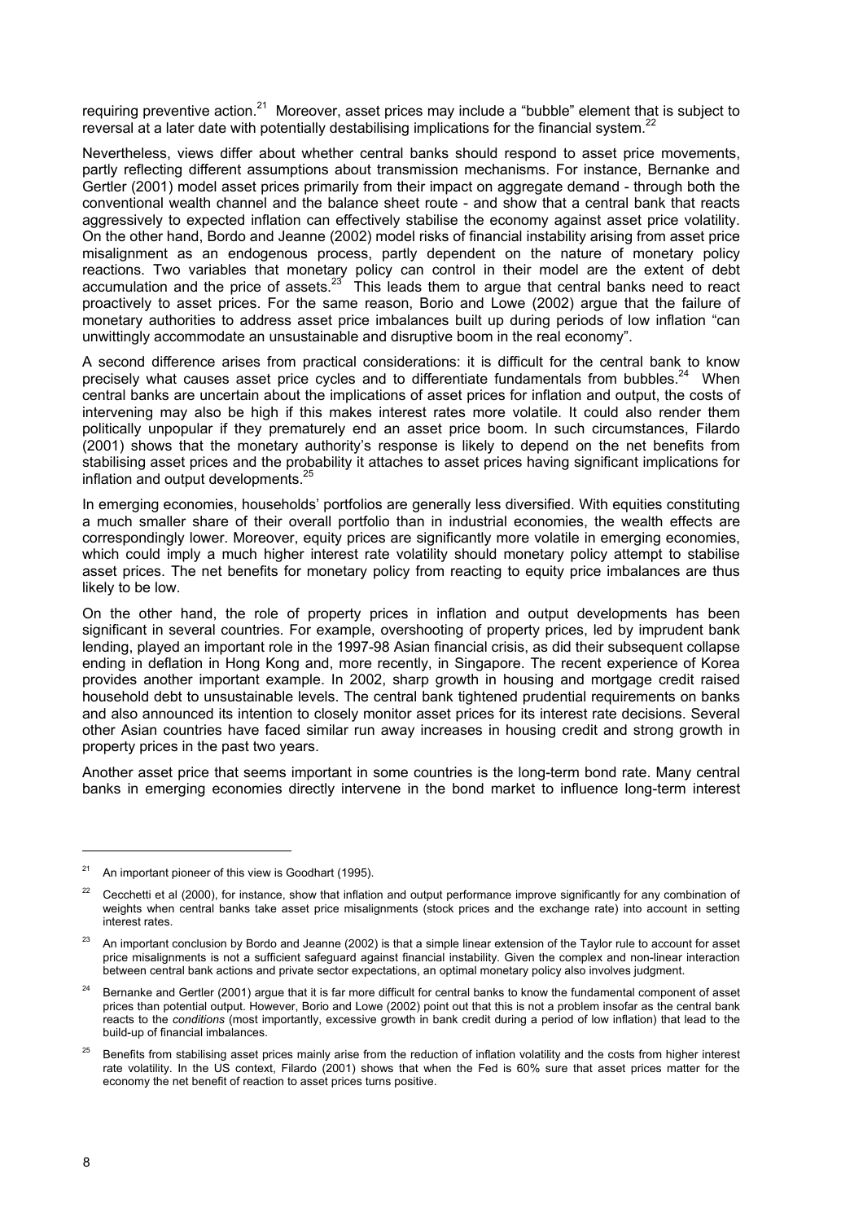requiring preventive action.[21] Moreover, asset prices may include a "bubble" element that is subject to reversal at a later date with potentially destabilising implications for the financial system.[22]

Nevertheless, views differ about whether central banks should respond to asset price movements, partly reflecting different assumptions about transmission mechanisms. For instance, Bernanke and Gertler (2001) model asset prices primarily from their impact on aggregate demand - through both the conventional wealth channel and the balance sheet route - and show that a central bank that reacts aggressively to expected inflation can effectively stabilise the economy against asset price volatility. On the other hand, Bordo and Jeanne (2002) model risks of financial instability arising from asset price misalignment as an endogenous process, partly dependent on the nature of monetary policy reactions. Two variables that monetary policy can control in their model are the extent of debt accumulation and the price of assets.[23] This leads them to argue that central banks need to react proactively to asset prices. For the same reason, Borio and Lowe (2002) argue that the failure of monetary authorities to address asset price imbalances built up during periods of low inflation "can unwittingly accommodate an unsustainable and disruptive boom in the real economy".

A second difference arises from practical considerations: it is difficult for the central bank to know precisely what causes asset price cycles and to differentiate fundamentals from bubbles.[24] When central banks are uncertain about the implications of asset prices for inflation and output, the costs of intervening may also be high if this makes interest rates more volatile. It could also render them politically unpopular if they prematurely end an asset price boom. In such circumstances, Filardo (2001) shows that the monetary authority's response is likely to depend on the net benefits from stabilising asset prices and the probability it attaches to asset prices having significant implications for inflation and output developments.[25]

In emerging economies, households' portfolios are generally less diversified. With equities constituting a much smaller share of their overall portfolio than in industrial economies, the wealth effects are correspondingly lower. Moreover, equity prices are significantly more volatile in emerging economies, which could imply a much higher interest rate volatility should monetary policy attempt to stabilise asset prices. The net benefits for monetary policy from reacting to equity price imbalances are thus likely to be low.

On the other hand, the role of property prices in inflation and output developments has been significant in several countries. For example, overshooting of property prices, led by imprudent bank lending, played an important role in the 1997-98 Asian financial crisis, as did their subsequent collapse ending in deflation in Hong Kong and, more recently, in Singapore. The recent experience of Korea provides another important example. In 2002, sharp growth in housing and mortgage credit raised household debt to unsustainable levels. The central bank tightened prudential requirements on banks and also announced its intention to closely monitor asset prices for its interest rate decisions. Several other Asian countries have faced similar run away increases in housing credit and strong growth in property prices in the past two years.

Another asset price that seems important in some countries is the long-term bond rate. Many central banks in emerging economies directly intervene in the bond market to influence long-term interest

---

[21] An important pioneer of this view is Goodhart (1995).

[22] Cecchetti et al (2000), for instance, show that inflation and output performance improve significantly for any combination of weights when central banks take asset price misalignments (stock prices and the exchange rate) into account in setting interest rates.

[23] An important conclusion by Bordo and Jeanne (2002) is that a simple linear extension of the Taylor rule to account for asset price misalignments is not a sufficient safeguard against financial instability. Given the complex and non-linear interaction between central bank actions and private sector expectations, an optimal monetary policy also involves judgment.

[24] Bernanke and Gertler (2001) argue that it is far more difficult for central banks to know the fundamental component of asset prices than potential output. However, Borio and Lowe (2002) point out that this is not a problem insofar as the central bank reacts to the *conditions* (most importantly, excessive growth in bank credit during a period of low inflation) that lead to the build-up of financial imbalances.

[25] Benefits from stabilising asset prices mainly arise from the reduction of inflation volatility and the costs from higher interest rate volatility. In the US context, Filardo (2001) shows that when the Fed is 60% sure that asset prices matter for the economy the net benefit of reaction to asset prices turns positive.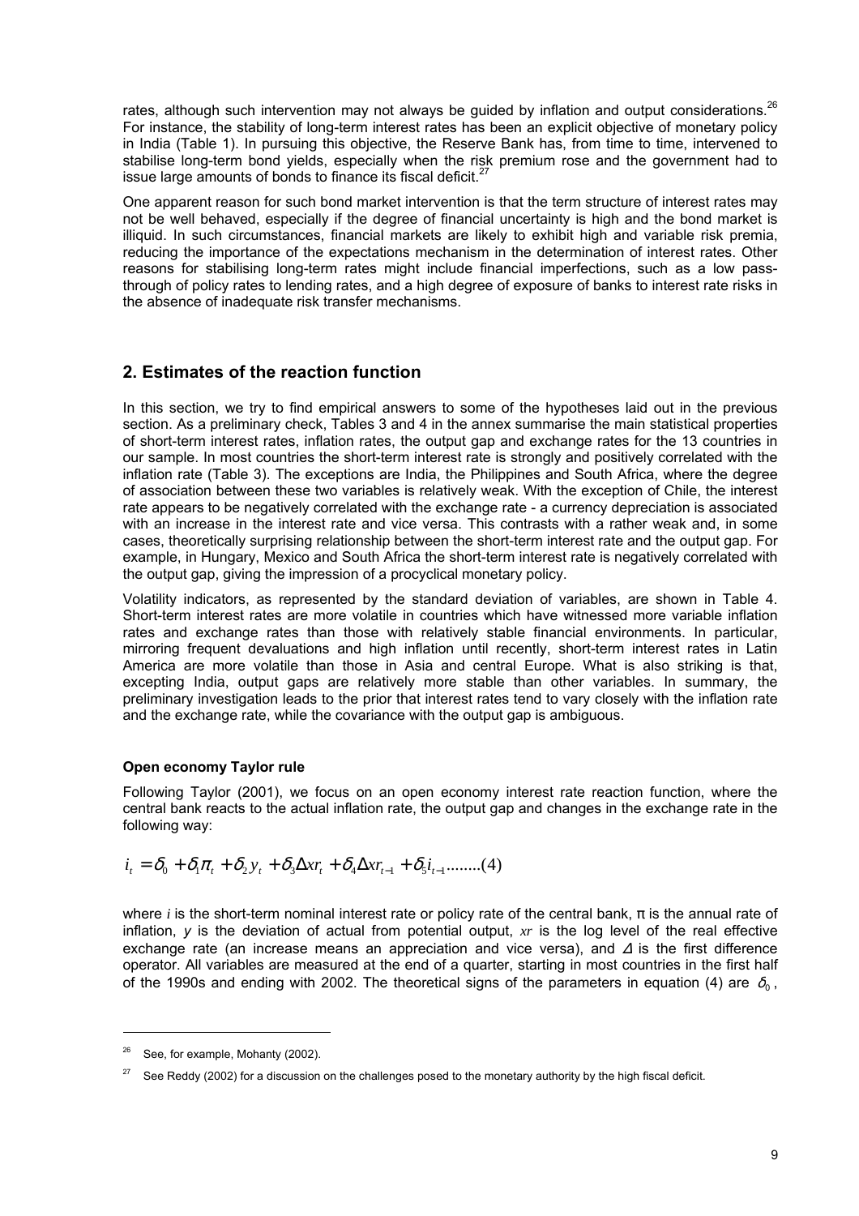rates, although such intervention may not always be guided by inflation and output considerations.[26] For instance, the stability of long-term interest rates has been an explicit objective of monetary policy in India (Table 1). In pursuing this objective, the Reserve Bank has, from time to time, intervened to stabilise long-term bond yields, especially when the risk premium rose and the government had to issue large amounts of bonds to finance its fiscal deficit.[27]

One apparent reason for such bond market intervention is that the term structure of interest rates may not be well behaved, especially if the degree of financial uncertainty is high and the bond market is illiquid. In such circumstances, financial markets are likely to exhibit high and variable risk premia, reducing the importance of the expectations mechanism in the determination of interest rates. Other reasons for stabilising long-term rates might include financial imperfections, such as a low pass-through of policy rates to lending rates, and a high degree of exposure of banks to interest rate risks in the absence of inadequate risk transfer mechanisms.

## 2. Estimates of the reaction function

In this section, we try to find empirical answers to some of the hypotheses laid out in the previous section. As a preliminary check, Tables 3 and 4 in the annex summarise the main statistical properties of short-term interest rates, inflation rates, the output gap and exchange rates for the 13 countries in our sample. In most countries the short-term interest rate is strongly and positively correlated with the inflation rate (Table 3). The exceptions are India, the Philippines and South Africa, where the degree of association between these two variables is relatively weak. With the exception of Chile, the interest rate appears to be negatively correlated with the exchange rate - a currency depreciation is associated with an increase in the interest rate and vice versa. This contrasts with a rather weak and, in some cases, theoretically surprising relationship between the short-term interest rate and the output gap. For example, in Hungary, Mexico and South Africa the short-term interest rate is negatively correlated with the output gap, giving the impression of a procyclical monetary policy.

Volatility indicators, as represented by the standard deviation of variables, are shown in Table 4. Short-term interest rates are more volatile in countries which have witnessed more variable inflation rates and exchange rates than those with relatively stable financial environments. In particular, mirroring frequent devaluations and high inflation until recently, short-term interest rates in Latin America are more volatile than those in Asia and central Europe. What is also striking is that, excepting India, output gaps are relatively more stable than other variables. In summary, the preliminary investigation leads to the prior that interest rates tend to vary closely with the inflation rate and the exchange rate, while the covariance with the output gap is ambiguous.

### Open economy Taylor rule

Following Taylor (2001), we focus on an open economy interest rate reaction function, where the central bank reacts to the actual inflation rate, the output gap and changes in the exchange rate in the following way:

$$i_t = \delta_0 + \delta_1 \pi_t + \delta_2 y_t + \delta_3 \Delta xr_t + \delta_4 \Delta xr_{t-1} + \delta_5 i_{t-1} \text{........(4)}$$

where $i$ is the short-term nominal interest rate or policy rate of the central bank, $\pi$ is the annual rate of inflation, $y$ is the deviation of actual from potential output, $xr$ is the log level of the real effective exchange rate (an increase means an appreciation and vice versa), and $\Delta$ is the first difference operator. All variables are measured at the end of a quarter, starting in most countries in the first half of the 1990s and ending with 2002. The theoretical signs of the parameters in equation (4) are $\delta_0$,

[26] See, for example, Mohanty (2002).

[27] See Reddy (2002) for a discussion on the challenges posed to the monetary authority by the high fiscal deficit.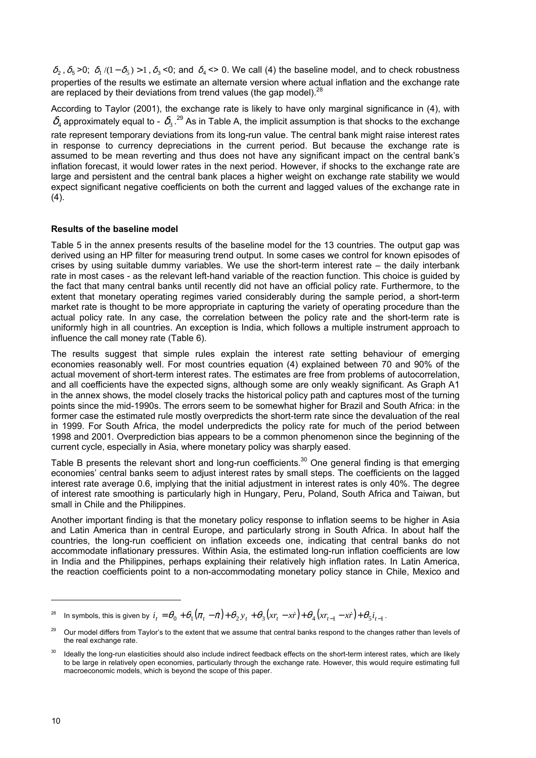$\delta_2$, $\delta_5$ >0; $\delta_1/(1-\delta_5) > 1$, $\delta_3$ <0; and $\delta_4$ <> 0. We call (4) the baseline model, and to check robustness properties of the results we estimate an alternate version where actual inflation and the exchange rate are replaced by their deviations from trend values (the gap model).[28]

According to Taylor (2001), the exchange rate is likely to have only marginal significance in (4), with $\delta_4$ approximately equal to - $\delta_3$.[29] As in Table A, the implicit assumption is that shocks to the exchange rate represent temporary deviations from its long-run value. The central bank might raise interest rates in response to currency depreciations in the current period. But because the exchange rate is assumed to be mean reverting and thus does not have any significant impact on the central bank's inflation forecast, it would lower rates in the next period. However, if shocks to the exchange rate are large and persistent and the central bank places a higher weight on exchange rate stability we would expect significant negative coefficients on both the current and lagged values of the exchange rate in (4).

**Results of the baseline model**

Table 5 in the annex presents results of the baseline model for the 13 countries. The output gap was derived using an HP filter for measuring trend output. In some cases we control for known episodes of crises by using suitable dummy variables. We use the short-term interest rate – the daily interbank rate in most cases - as the relevant left-hand variable of the reaction function. This choice is guided by the fact that many central banks until recently did not have an official policy rate. Furthermore, to the extent that monetary operating regimes varied considerably during the sample period, a short-term market rate is thought to be more appropriate in capturing the variety of operating procedure than the actual policy rate. In any case, the correlation between the policy rate and the short-term rate is uniformly high in all countries. An exception is India, which follows a multiple instrument approach to influence the call money rate (Table 6).

The results suggest that simple rules explain the interest rate setting behaviour of emerging economies reasonably well. For most countries equation (4) explained between 70 and 90% of the actual movement of short-term interest rates. The estimates are free from problems of autocorrelation, and all coefficients have the expected signs, although some are only weakly significant. As Graph A1 in the annex shows, the model closely tracks the historical policy path and captures most of the turning points since the mid-1990s. The errors seem to be somewhat higher for Brazil and South Africa: in the former case the estimated rule mostly overpredicts the short-term rate since the devaluation of the real in 1999. For South Africa, the model underpredicts the policy rate for much of the period between 1998 and 2001. Overprediction bias appears to be a common phenomenon since the beginning of the current cycle, especially in Asia, where monetary policy was sharply eased.

Table B presents the relevant short and long-run coefficients.[30] One general finding is that emerging economies' central banks seem to adjust interest rates by small steps. The coefficients on the lagged interest rate average 0.6, implying that the initial adjustment in interest rates is only 40%. The degree of interest rate smoothing is particularly high in Hungary, Peru, Poland, South Africa and Taiwan, but small in Chile and the Philippines.

Another important finding is that the monetary policy response to inflation seems to be higher in Asia and Latin America than in central Europe, and particularly strong in South Africa. In about half the countries, the long-run coefficient on inflation exceeds one, indicating that central banks do not accommodate inflationary pressures. Within Asia, the estimated long-run inflation coefficients are low in India and the Philippines, perhaps explaining their relatively high inflation rates. In Latin America, the reaction coefficients point to a non-accommodating monetary policy stance in Chile, Mexico and

---

[28] In symbols, this is given by $i_t = \theta_0 + \theta_1(\pi_t - \dot{\pi}) + \theta_2 y_t + \theta_3(xr_t - \dot{xr}) + \theta_4(xr_{t-1} - \dot{xr}) + \theta_5 i_{t-1}$.

[29] Our model differs from Taylor's to the extent that we assume that central banks respond to the changes rather than levels of the real exchange rate.

[30] Ideally the long-run elasticities should also include indirect feedback effects on the short-term interest rates, which are likely to be large in relatively open economies, particularly through the exchange rate. However, this would require estimating full macroeconomic models, which is beyond the scope of this paper.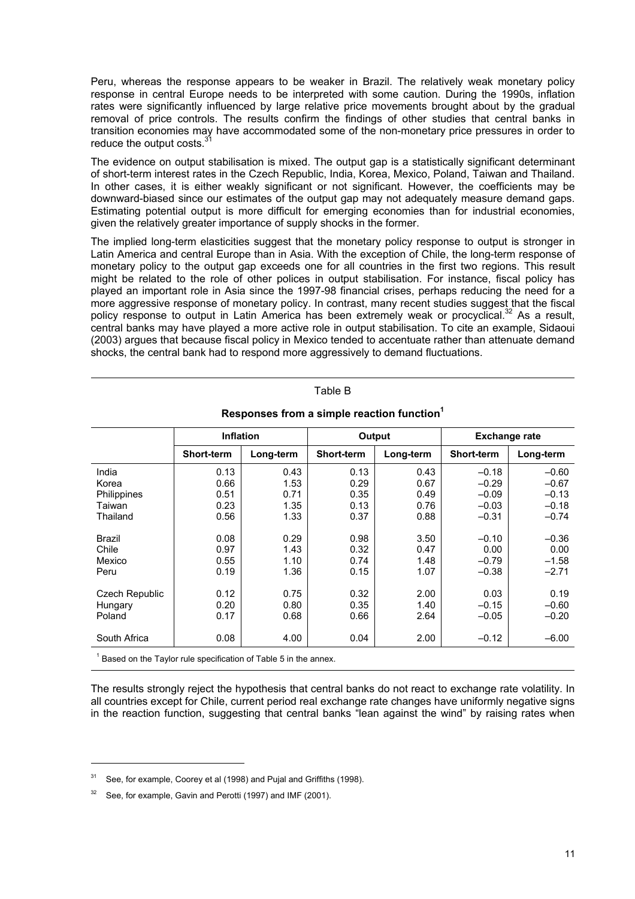Peru, whereas the response appears to be weaker in Brazil. The relatively weak monetary policy response in central Europe needs to be interpreted with some caution. During the 1990s, inflation rates were significantly influenced by large relative price movements brought about by the gradual removal of price controls. The results confirm the findings of other studies that central banks in transition economies may have accommodated some of the non-monetary price pressures in order to reduce the output costs.[31]

The evidence on output stabilisation is mixed. The output gap is a statistically significant determinant of short-term interest rates in the Czech Republic, India, Korea, Mexico, Poland, Taiwan and Thailand. In other cases, it is either weakly significant or not significant. However, the coefficients may be downward-biased since our estimates of the output gap may not adequately measure demand gaps. Estimating potential output is more difficult for emerging economies than for industrial economies, given the relatively greater importance of supply shocks in the former.

The implied long-term elasticities suggest that the monetary policy response to output is stronger in Latin America and central Europe than in Asia. With the exception of Chile, the long-term response of monetary policy to the output gap exceeds one for all countries in the first two regions. This result might be related to the role of other polices in output stabilisation. For instance, fiscal policy has played an important role in Asia since the 1997-98 financial crises, perhaps reducing the need for a more aggressive response of monetary policy. In contrast, many recent studies suggest that the fiscal policy response to output in Latin America has been extremely weak or procyclical.[32] As a result, central banks may have played a more active role in output stabilisation. To cite an example, Sidaoui (2003) argues that because fiscal policy in Mexico tended to accentuate rather than attenuate demand shocks, the central bank had to respond more aggressively to demand fluctuations.

Table B

**Responses from a simple reaction function[1]**

| | Inflation | | Output | | Exchange rate | |
|---|---|---|---|---|---|---|
| | **Short-term** | **Long-term** | **Short-term** | **Long-term** | **Short-term** | **Long-term** |
| India | 0.13 | 0.43 | 0.13 | 0.43 | –0.18 | –0.60 |
| Korea | 0.66 | 1.53 | 0.29 | 0.67 | –0.29 | –0.67 |
| Philippines | 0.51 | 0.71 | 0.35 | 0.49 | –0.09 | –0.13 |
| Taiwan | 0.23 | 1.35 | 0.13 | 0.76 | –0.03 | –0.18 |
| Thailand | 0.56 | 1.33 | 0.37 | 0.88 | –0.31 | –0.74 |
| Brazil | 0.08 | 0.29 | 0.98 | 3.50 | –0.10 | –0.36 |
| Chile | 0.97 | 1.43 | 0.32 | 0.47 | 0.00 | 0.00 |
| Mexico | 0.55 | 1.10 | 0.74 | 1.48 | –0.79 | –1.58 |
| Peru | 0.19 | 1.36 | 0.15 | 1.07 | –0.38 | –2.71 |
| Czech Republic | 0.12 | 0.75 | 0.32 | 2.00 | 0.03 | 0.19 |
| Hungary | 0.20 | 0.80 | 0.35 | 1.40 | –0.15 | –0.60 |
| Poland | 0.17 | 0.68 | 0.66 | 2.64 | –0.05 | –0.20 |
| South Africa | 0.08 | 4.00 | 0.04 | 2.00 | –0.12 | –6.00 |

[1] Based on the Taylor rule specification of Table 5 in the annex.

The results strongly reject the hypothesis that central banks do not react to exchange rate volatility. In all countries except for Chile, current period real exchange rate changes have uniformly negative signs in the reaction function, suggesting that central banks "lean against the wind" by raising rates when

[31] See, for example, Coorey et al (1998) and Pujal and Griffiths (1998).

[32] See, for example, Gavin and Perotti (1997) and IMF (2001).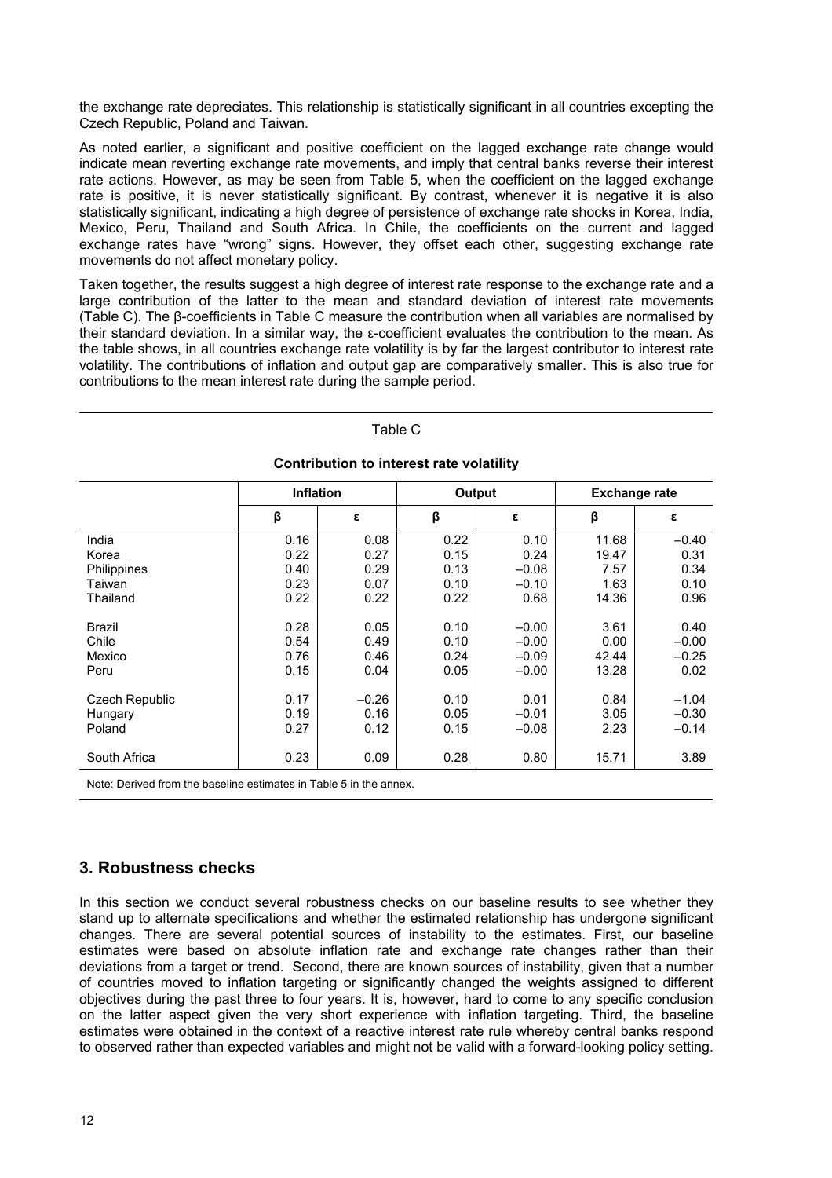the exchange rate depreciates. This relationship is statistically significant in all countries excepting the Czech Republic, Poland and Taiwan.

As noted earlier, a significant and positive coefficient on the lagged exchange rate change would indicate mean reverting exchange rate movements, and imply that central banks reverse their interest rate actions. However, as may be seen from Table 5, when the coefficient on the lagged exchange rate is positive, it is never statistically significant. By contrast, whenever it is negative it is also statistically significant, indicating a high degree of persistence of exchange rate shocks in Korea, India, Mexico, Peru, Thailand and South Africa. In Chile, the coefficients on the current and lagged exchange rates have "wrong" signs. However, they offset each other, suggesting exchange rate movements do not affect monetary policy.

Taken together, the results suggest a high degree of interest rate response to the exchange rate and a large contribution of the latter to the mean and standard deviation of interest rate movements (Table C). The β-coefficients in Table C measure the contribution when all variables are normalised by their standard deviation. In a similar way, the ε-coefficient evaluates the contribution to the mean. As the table shows, in all countries exchange rate volatility is by far the largest contributor to interest rate volatility. The contributions of inflation and output gap are comparatively smaller. This is also true for contributions to the mean interest rate during the sample period.

Table C

**Contribution to interest rate volatility**

| | Inflation | | Output | | Exchange rate | |
|---|---|---|---|---|---|---|
| | β | ε | β | ε | β | ε |
| India | 0.16 | 0.08 | 0.22 | 0.10 | 11.68 | –0.40 |
| Korea | 0.22 | 0.27 | 0.15 | 0.24 | 19.47 | 0.31 |
| Philippines | 0.40 | 0.29 | 0.13 | –0.08 | 7.57 | 0.34 |
| Taiwan | 0.23 | 0.07 | 0.10 | –0.10 | 1.63 | 0.10 |
| Thailand | 0.22 | 0.22 | 0.22 | 0.68 | 14.36 | 0.96 |
| Brazil | 0.28 | 0.05 | 0.10 | –0.00 | 3.61 | 0.40 |
| Chile | 0.54 | 0.49 | 0.10 | –0.00 | 0.00 | –0.00 |
| Mexico | 0.76 | 0.46 | 0.24 | –0.09 | 42.44 | –0.25 |
| Peru | 0.15 | 0.04 | 0.05 | –0.00 | 13.28 | 0.02 |
| Czech Republic | 0.17 | –0.26 | 0.10 | 0.01 | 0.84 | –1.04 |
| Hungary | 0.19 | 0.16 | 0.05 | –0.01 | 3.05 | –0.30 |
| Poland | 0.27 | 0.12 | 0.15 | –0.08 | 2.23 | –0.14 |
| South Africa | 0.23 | 0.09 | 0.28 | 0.80 | 15.71 | 3.89 |

Note: Derived from the baseline estimates in Table 5 in the annex.

## 3. Robustness checks

In this section we conduct several robustness checks on our baseline results to see whether they stand up to alternate specifications and whether the estimated relationship has undergone significant changes. There are several potential sources of instability to the estimates. First, our baseline estimates were based on absolute inflation rate and exchange rate changes rather than their deviations from a target or trend. Second, there are known sources of instability, given that a number of countries moved to inflation targeting or significantly changed the weights assigned to different objectives during the past three to four years. It is, however, hard to come to any specific conclusion on the latter aspect given the very short experience with inflation targeting. Third, the baseline estimates were obtained in the context of a reactive interest rate rule whereby central banks respond to observed rather than expected variables and might not be valid with a forward-looking policy setting.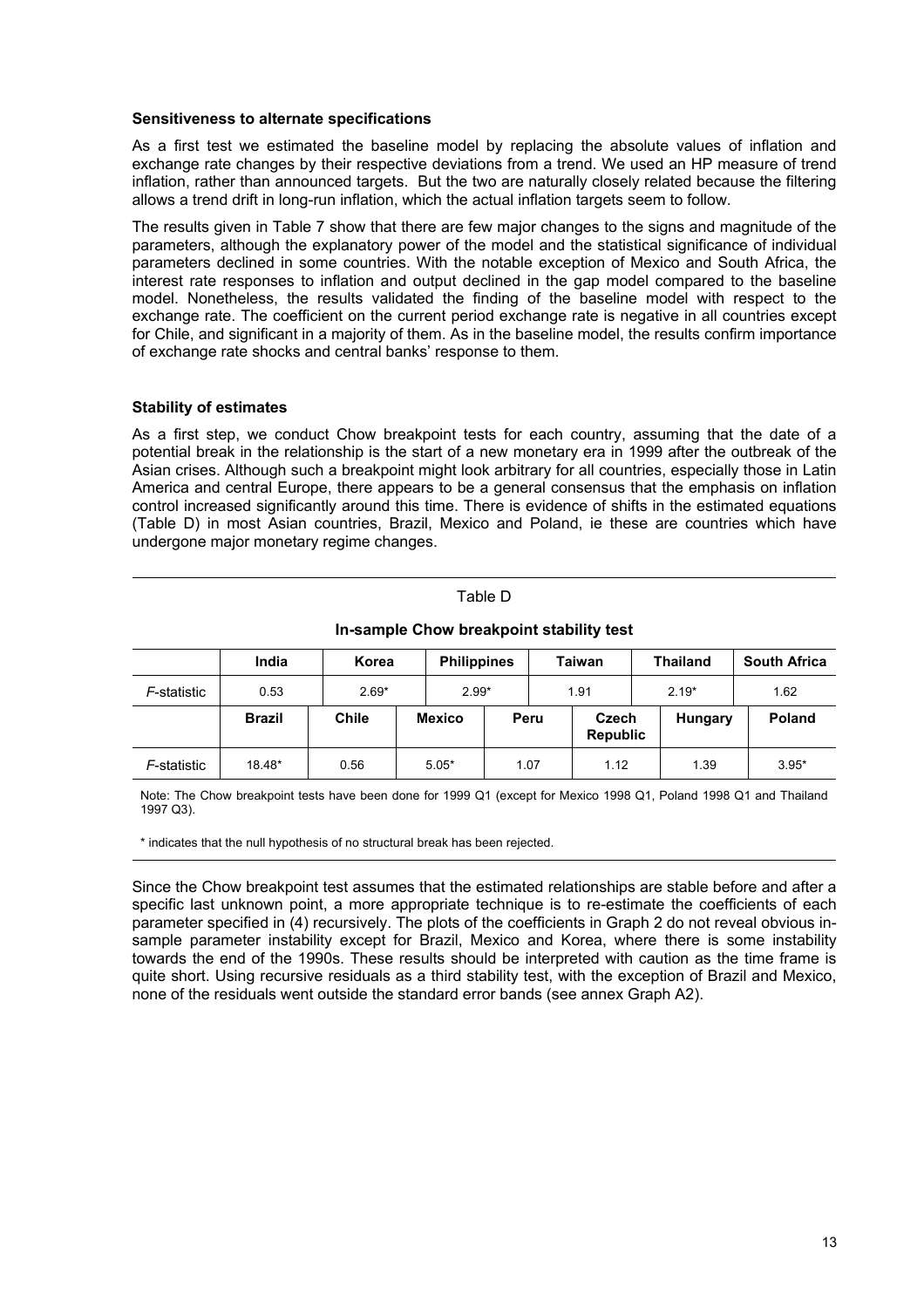**Sensitiveness to alternate specifications**

As a first test we estimated the baseline model by replacing the absolute values of inflation and exchange rate changes by their respective deviations from a trend. We used an HP measure of trend inflation, rather than announced targets. But the two are naturally closely related because the filtering allows a trend drift in long-run inflation, which the actual inflation targets seem to follow.

The results given in Table 7 show that there are few major changes to the signs and magnitude of the parameters, although the explanatory power of the model and the statistical significance of individual parameters declined in some countries. With the notable exception of Mexico and South Africa, the interest rate responses to inflation and output declined in the gap model compared to the baseline model. Nonetheless, the results validated the finding of the baseline model with respect to the exchange rate. The coefficient on the current period exchange rate is negative in all countries except for Chile, and significant in a majority of them. As in the baseline model, the results confirm importance of exchange rate shocks and central banks' response to them.

**Stability of estimates**

As a first step, we conduct Chow breakpoint tests for each country, assuming that the date of a potential break in the relationship is the start of a new monetary era in 1999 after the outbreak of the Asian crises. Although such a breakpoint might look arbitrary for all countries, especially those in Latin America and central Europe, there appears to be a general consensus that the emphasis on inflation control increased significantly around this time. There is evidence of shifts in the estimated equations (Table D) in most Asian countries, Brazil, Mexico and Poland, ie these are countries which have undergone major monetary regime changes.

Table D

**In-sample Chow breakpoint stability test**

| | India | Korea | Philippines | Taiwan | Thailand | South Africa |
|---|---|---|---|---|---|---|
| *F*-statistic | 0.53 | 2.69* | 2.99* | 1.91 | 2.19* | 1.62 |

| | Brazil | Chile | Mexico | Peru | Czech Republic | Hungary | Poland |
|---|---|---|---|---|---|---|---|
| *F*-statistic | 18.48* | 0.56 | 5.05* | 1.07 | 1.12 | 1.39 | 3.95* |

Note: The Chow breakpoint tests have been done for 1999 Q1 (except for Mexico 1998 Q1, Poland 1998 Q1 and Thailand 1997 Q3).

\* indicates that the null hypothesis of no structural break has been rejected.

Since the Chow breakpoint test assumes that the estimated relationships are stable before and after a specific last unknown point, a more appropriate technique is to re-estimate the coefficients of each parameter specified in (4) recursively. The plots of the coefficients in Graph 2 do not reveal obvious in-sample parameter instability except for Brazil, Mexico and Korea, where there is some instability towards the end of the 1990s. These results should be interpreted with caution as the time frame is quite short. Using recursive residuals as a third stability test, with the exception of Brazil and Mexico, none of the residuals went outside the standard error bands (see annex Graph A2).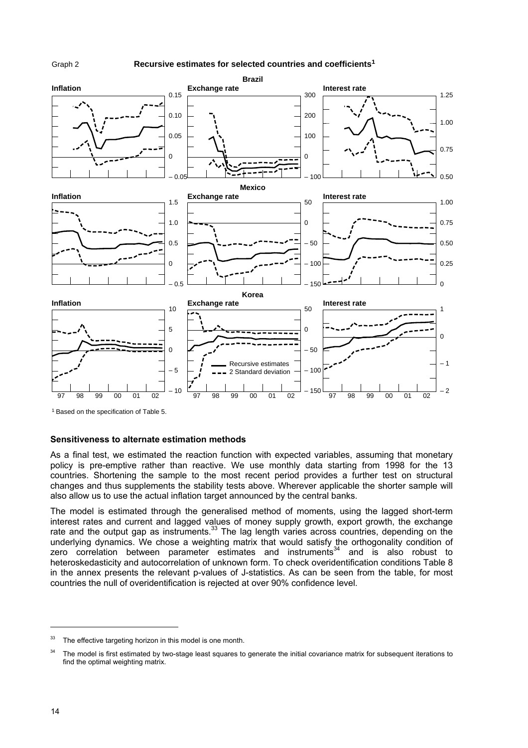Graph 2

**Recursive estimates for selected countries and coefficients[1]**

[1] Based on the specification of Table 5.

### Sensitiveness to alternate estimation methods

As a final test, we estimated the reaction function with expected variables, assuming that monetary policy is pre-emptive rather than reactive. We use monthly data starting from 1998 for the 13 countries. Shortening the sample to the most recent period provides a further test on structural changes and thus supplements the stability tests above. Wherever applicable the shorter sample will also allow us to use the actual inflation target announced by the central banks.

The model is estimated through the generalised method of moments, using the lagged short-term interest rates and current and lagged values of money supply growth, export growth, the exchange rate and the output gap as instruments.[33] The lag length varies across countries, depending on the underlying dynamics. We chose a weighting matrix that would satisfy the orthogonality condition of zero correlation between parameter estimates and instruments[34] and is also robust to heteroskedasticity and autocorrelation of unknown form. To check overidentification conditions Table 8 in the annex presents the relevant p-values of J-statistics. As can be seen from the table, for most countries the null of overidentification is rejected at over 90% confidence level.

[33] The effective targeting horizon in this model is one month.

[34] The model is first estimated by two-stage least squares to generate the initial covariance matrix for subsequent iterations to find the optimal weighting matrix.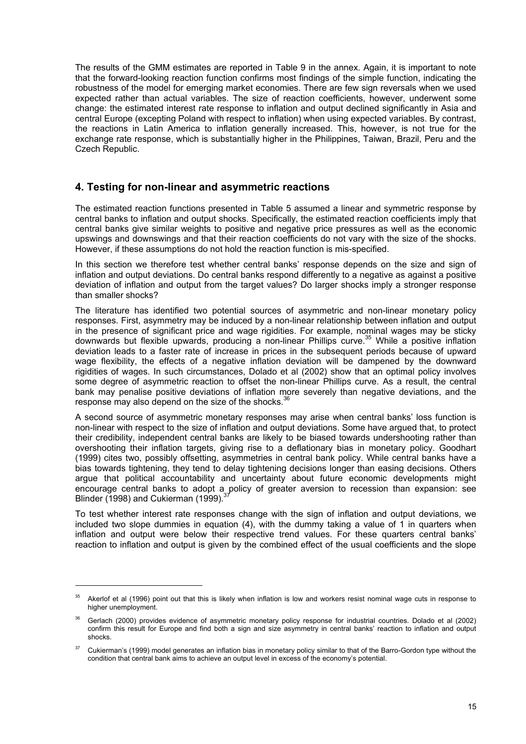The results of the GMM estimates are reported in Table 9 in the annex. Again, it is important to note that the forward-looking reaction function confirms most findings of the simple function, indicating the robustness of the model for emerging market economies. There are few sign reversals when we used expected rather than actual variables. The size of reaction coefficients, however, underwent some change: the estimated interest rate response to inflation and output declined significantly in Asia and central Europe (excepting Poland with respect to inflation) when using expected variables. By contrast, the reactions in Latin America to inflation generally increased. This, however, is not true for the exchange rate response, which is substantially higher in the Philippines, Taiwan, Brazil, Peru and the Czech Republic.

## 4. Testing for non-linear and asymmetric reactions

The estimated reaction functions presented in Table 5 assumed a linear and symmetric response by central banks to inflation and output shocks. Specifically, the estimated reaction coefficients imply that central banks give similar weights to positive and negative price pressures as well as the economic upswings and downswings and that their reaction coefficients do not vary with the size of the shocks. However, if these assumptions do not hold the reaction function is mis-specified.

In this section we therefore test whether central banks' response depends on the size and sign of inflation and output deviations. Do central banks respond differently to a negative as against a positive deviation of inflation and output from the target values? Do larger shocks imply a stronger response than smaller shocks?

The literature has identified two potential sources of asymmetric and non-linear monetary policy responses. First, asymmetry may be induced by a non-linear relationship between inflation and output in the presence of significant price and wage rigidities. For example, nominal wages may be sticky downwards but flexible upwards, producing a non-linear Phillips curve.[35] While a positive inflation deviation leads to a faster rate of increase in prices in the subsequent periods because of upward wage flexibility, the effects of a negative inflation deviation will be dampened by the downward rigidities of wages. In such circumstances, Dolado et al (2002) show that an optimal policy involves some degree of asymmetric reaction to offset the non-linear Phillips curve. As a result, the central bank may penalise positive deviations of inflation more severely than negative deviations, and the response may also depend on the size of the shocks.[36]

A second source of asymmetric monetary responses may arise when central banks' loss function is non-linear with respect to the size of inflation and output deviations. Some have argued that, to protect their credibility, independent central banks are likely to be biased towards undershooting rather than overshooting their inflation targets, giving rise to a deflationary bias in monetary policy. Goodhart (1999) cites two, possibly offsetting, asymmetries in central bank policy. While central banks have a bias towards tightening, they tend to delay tightening decisions longer than easing decisions. Others argue that political accountability and uncertainty about future economic developments might encourage central banks to adopt a policy of greater aversion to recession than expansion: see Blinder (1998) and Cukierman (1999).[37]

To test whether interest rate responses change with the sign of inflation and output deviations, we included two slope dummies in equation (4), with the dummy taking a value of 1 in quarters when inflation and output were below their respective trend values. For these quarters central banks' reaction to inflation and output is given by the combined effect of the usual coefficients and the slope

---

[35] Akerlof et al (1996) point out that this is likely when inflation is low and workers resist nominal wage cuts in response to higher unemployment.

[36] Gerlach (2000) provides evidence of asymmetric monetary policy response for industrial countries. Dolado et al (2002) confirm this result for Europe and find both a sign and size asymmetry in central banks' reaction to inflation and output shocks.

[37] Cukierman's (1999) model generates an inflation bias in monetary policy similar to that of the Barro-Gordon type without the condition that central bank aims to achieve an output level in excess of the economy's potential.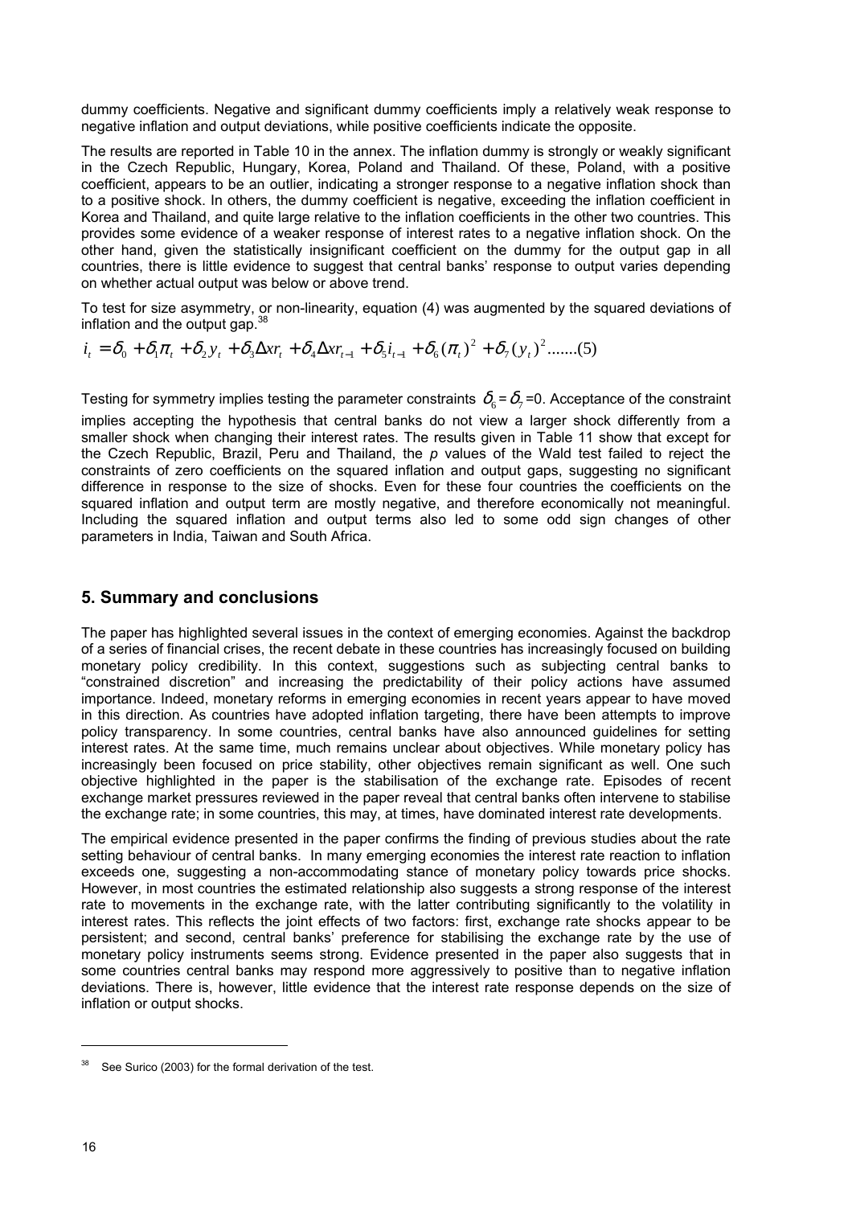dummy coefficients. Negative and significant dummy coefficients imply a relatively weak response to negative inflation and output deviations, while positive coefficients indicate the opposite.

The results are reported in Table 10 in the annex. The inflation dummy is strongly or weakly significant in the Czech Republic, Hungary, Korea, Poland and Thailand. Of these, Poland, with a positive coefficient, appears to be an outlier, indicating a stronger response to a negative inflation shock than to a positive shock. In others, the dummy coefficient is negative, exceeding the inflation coefficient in Korea and Thailand, and quite large relative to the inflation coefficients in the other two countries. This provides some evidence of a weaker response of interest rates to a negative inflation shock. On the other hand, given the statistically insignificant coefficient on the dummy for the output gap in all countries, there is little evidence to suggest that central banks' response to output varies depending on whether actual output was below or above trend.

To test for size asymmetry, or non-linearity, equation (4) was augmented by the squared deviations of inflation and the output gap.[38]

$$i_t = \delta_0 + \delta_1 \pi_t + \delta_2 y_t + \delta_3 \Delta xr_t + \delta_4 \Delta xr_{t-1} + \delta_5 i_{t-1} + \delta_6 (\pi_t)^2 + \delta_7 (y_t)^2 .......(5)$$

Testing for symmetry implies testing the parameter constraints $\delta_6 = \delta_7 = 0$. Acceptance of the constraint implies accepting the hypothesis that central banks do not view a larger shock differently from a smaller shock when changing their interest rates. The results given in Table 11 show that except for the Czech Republic, Brazil, Peru and Thailand, the *p* values of the Wald test failed to reject the constraints of zero coefficients on the squared inflation and output gaps, suggesting no significant difference in response to the size of shocks. Even for these four countries the coefficients on the squared inflation and output term are mostly negative, and therefore economically not meaningful. Including the squared inflation and output terms also led to some odd sign changes of other parameters in India, Taiwan and South Africa.

## 5. Summary and conclusions

The paper has highlighted several issues in the context of emerging economies. Against the backdrop of a series of financial crises, the recent debate in these countries has increasingly focused on building monetary policy credibility. In this context, suggestions such as subjecting central banks to "constrained discretion" and increasing the predictability of their policy actions have assumed importance. Indeed, monetary reforms in emerging economies in recent years appear to have moved in this direction. As countries have adopted inflation targeting, there have been attempts to improve policy transparency. In some countries, central banks have also announced guidelines for setting interest rates. At the same time, much remains unclear about objectives. While monetary policy has increasingly been focused on price stability, other objectives remain significant as well. One such objective highlighted in the paper is the stabilisation of the exchange rate. Episodes of recent exchange market pressures reviewed in the paper reveal that central banks often intervene to stabilise the exchange rate; in some countries, this may, at times, have dominated interest rate developments.

The empirical evidence presented in the paper confirms the finding of previous studies about the rate setting behaviour of central banks. In many emerging economies the interest rate reaction to inflation exceeds one, suggesting a non-accommodating stance of monetary policy towards price shocks. However, in most countries the estimated relationship also suggests a strong response of the interest rate to movements in the exchange rate, with the latter contributing significantly to the volatility in interest rates. This reflects the joint effects of two factors: first, exchange rate shocks appear to be persistent; and second, central banks' preference for stabilising the exchange rate by the use of monetary policy instruments seems strong. Evidence presented in the paper also suggests that in some countries central banks may respond more aggressively to positive than to negative inflation deviations. There is, however, little evidence that the interest rate response depends on the size of inflation or output shocks.

---

[38] See Surico (2003) for the formal derivation of the test.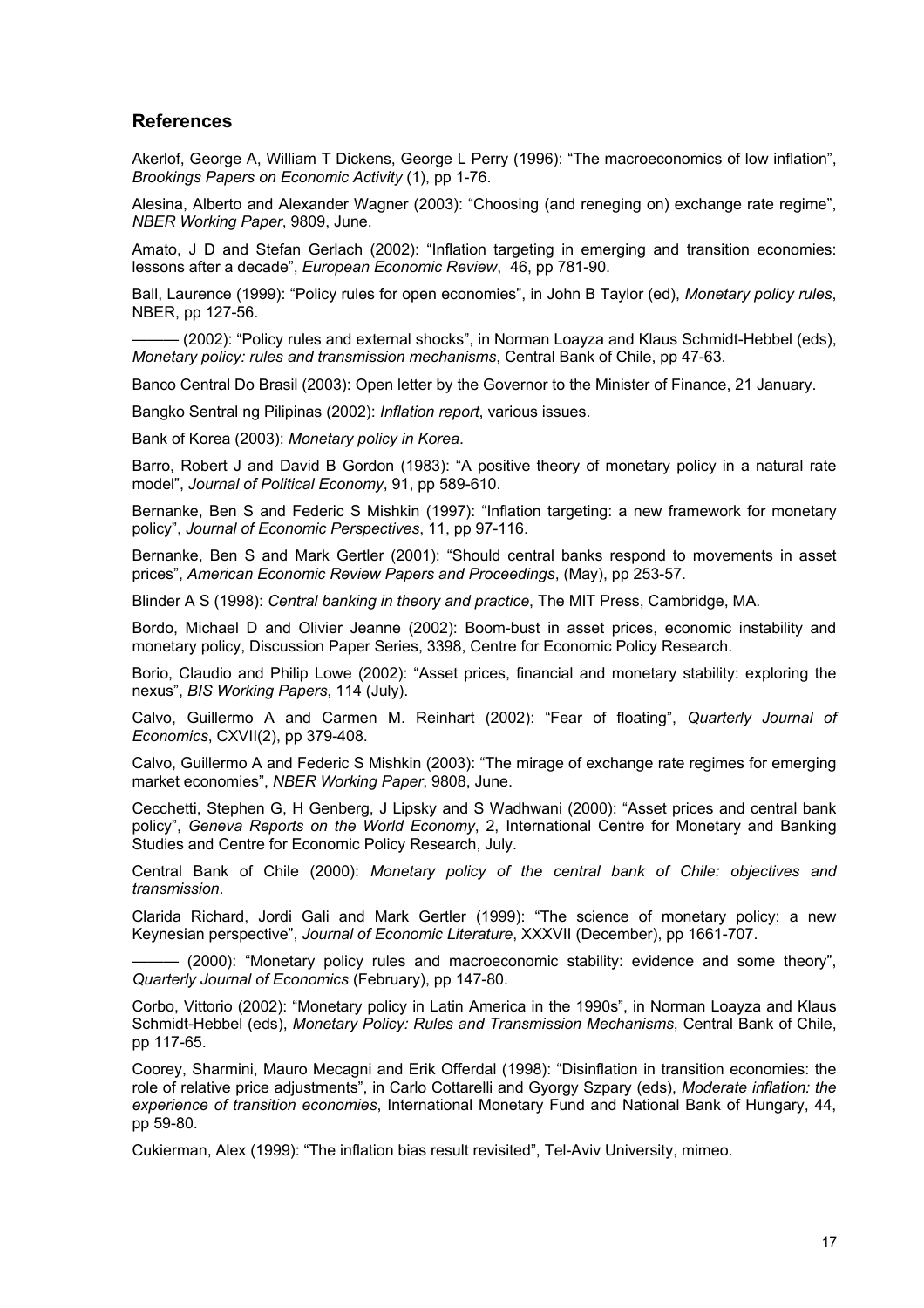## References

Akerlof, George A, William T Dickens, George L Perry (1996): "The macroeconomics of low inflation", *Brookings Papers on Economic Activity* (1), pp 1-76.

Alesina, Alberto and Alexander Wagner (2003): "Choosing (and reneging on) exchange rate regime", *NBER Working Paper*, 9809, June.

Amato, J D and Stefan Gerlach (2002): "Inflation targeting in emerging and transition economies: lessons after a decade", *European Economic Review*, 46, pp 781-90.

Ball, Laurence (1999): "Policy rules for open economies", in John B Taylor (ed), *Monetary policy rules*, NBER, pp 127-56.

——— (2002): "Policy rules and external shocks", in Norman Loayza and Klaus Schmidt-Hebbel (eds), *Monetary policy: rules and transmission mechanisms*, Central Bank of Chile, pp 47-63.

Banco Central Do Brasil (2003): Open letter by the Governor to the Minister of Finance, 21 January.

Bangko Sentral ng Pilipinas (2002): *Inflation report*, various issues.

Bank of Korea (2003): *Monetary policy in Korea*.

Barro, Robert J and David B Gordon (1983): "A positive theory of monetary policy in a natural rate model", *Journal of Political Economy*, 91, pp 589-610.

Bernanke, Ben S and Federic S Mishkin (1997): "Inflation targeting: a new framework for monetary policy", *Journal of Economic Perspectives*, 11, pp 97-116.

Bernanke, Ben S and Mark Gertler (2001): "Should central banks respond to movements in asset prices", *American Economic Review Papers and Proceedings*, (May), pp 253-57.

Blinder A S (1998): *Central banking in theory and practice*, The MIT Press, Cambridge, MA.

Bordo, Michael D and Olivier Jeanne (2002): Boom-bust in asset prices, economic instability and monetary policy, Discussion Paper Series, 3398, Centre for Economic Policy Research.

Borio, Claudio and Philip Lowe (2002): "Asset prices, financial and monetary stability: exploring the nexus", *BIS Working Papers*, 114 (July).

Calvo, Guillermo A and Carmen M. Reinhart (2002): "Fear of floating", *Quarterly Journal of Economics*, CXVII(2), pp 379-408.

Calvo, Guillermo A and Federic S Mishkin (2003): "The mirage of exchange rate regimes for emerging market economies", *NBER Working Paper*, 9808, June.

Cecchetti, Stephen G, H Genberg, J Lipsky and S Wadhwani (2000): "Asset prices and central bank policy", *Geneva Reports on the World Economy*, 2, International Centre for Monetary and Banking Studies and Centre for Economic Policy Research, July.

Central Bank of Chile (2000): *Monetary policy of the central bank of Chile: objectives and transmission*.

Clarida Richard, Jordi Gali and Mark Gertler (1999): "The science of monetary policy: a new Keynesian perspective", *Journal of Economic Literature*, XXXVII (December), pp 1661-707.

——— (2000): "Monetary policy rules and macroeconomic stability: evidence and some theory", *Quarterly Journal of Economics* (February), pp 147-80.

Corbo, Vittorio (2002): "Monetary policy in Latin America in the 1990s", in Norman Loayza and Klaus Schmidt-Hebbel (eds), *Monetary Policy: Rules and Transmission Mechanisms*, Central Bank of Chile, pp 117-65.

Coorey, Sharmini, Mauro Mecagni and Erik Offerdal (1998): "Disinflation in transition economies: the role of relative price adjustments", in Carlo Cottarelli and Gyorgy Szpary (eds), *Moderate inflation: the experience of transition economies*, International Monetary Fund and National Bank of Hungary, 44, pp 59-80.

Cukierman, Alex (1999): "The inflation bias result revisited", Tel-Aviv University, mimeo.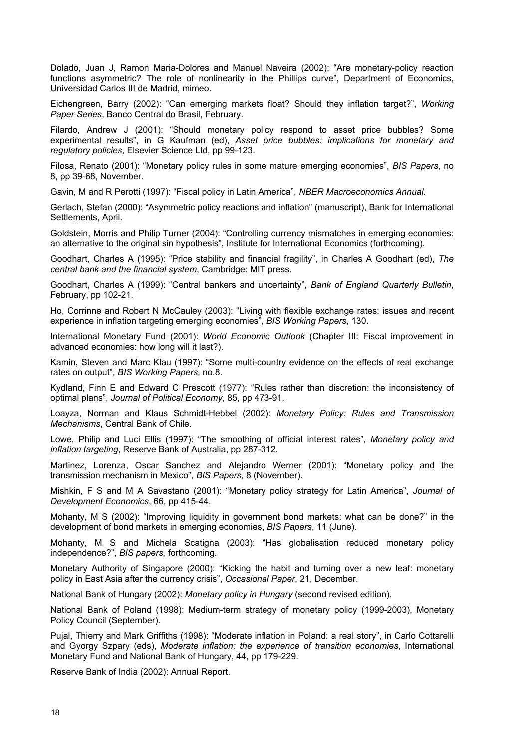Dolado, Juan J, Ramon Maria-Dolores and Manuel Naveira (2002): "Are monetary-policy reaction functions asymmetric? The role of nonlinearity in the Phillips curve", Department of Economics, Universidad Carlos III de Madrid, mimeo.

Eichengreen, Barry (2002): "Can emerging markets float? Should they inflation target?", *Working Paper Series*, Banco Central do Brasil, February.

Filardo, Andrew J (2001): "Should monetary policy respond to asset price bubbles? Some experimental results", in G Kaufman (ed), *Asset price bubbles: implications for monetary and regulatory policies*, Elsevier Science Ltd, pp 99-123.

Filosa, Renato (2001): "Monetary policy rules in some mature emerging economies", *BIS Papers*, no 8, pp 39-68, November.

Gavin, M and R Perotti (1997): "Fiscal policy in Latin America", *NBER Macroeconomics Annual*.

Gerlach, Stefan (2000): "Asymmetric policy reactions and inflation" (manuscript), Bank for International Settlements, April.

Goldstein, Morris and Philip Turner (2004): "Controlling currency mismatches in emerging economies: an alternative to the original sin hypothesis", Institute for International Economics (forthcoming).

Goodhart, Charles A (1995): "Price stability and financial fragility", in Charles A Goodhart (ed), *The central bank and the financial system*, Cambridge: MIT press.

Goodhart, Charles A (1999): "Central bankers and uncertainty", *Bank of England Quarterly Bulletin*, February, pp 102-21.

Ho, Corrinne and Robert N McCauley (2003): "Living with flexible exchange rates: issues and recent experience in inflation targeting emerging economies", *BIS Working Papers*, 130.

International Monetary Fund (2001): *World Economic Outlook* (Chapter III: Fiscal improvement in advanced economies: how long will it last?).

Kamin, Steven and Marc Klau (1997): "Some multi-country evidence on the effects of real exchange rates on output", *BIS Working Papers*, no.8.

Kydland, Finn E and Edward C Prescott (1977): "Rules rather than discretion: the inconsistency of optimal plans", *Journal of Political Economy*, 85, pp 473-91.

Loayza, Norman and Klaus Schmidt-Hebbel (2002): *Monetary Policy: Rules and Transmission Mechanisms*, Central Bank of Chile.

Lowe, Philip and Luci Ellis (1997): "The smoothing of official interest rates", *Monetary policy and inflation targeting*, Reserve Bank of Australia, pp 287-312.

Martinez, Lorenza, Oscar Sanchez and Alejandro Werner (2001): "Monetary policy and the transmission mechanism in Mexico", *BIS Papers*, 8 (November).

Mishkin, F S and M A Savastano (2001): "Monetary policy strategy for Latin America", *Journal of Development Economics*, 66, pp 415-44.

Mohanty, M S (2002): "Improving liquidity in government bond markets: what can be done?" in the development of bond markets in emerging economies, *BIS Papers*, 11 (June).

Mohanty, M S and Michela Scatigna (2003): "Has globalisation reduced monetary policy independence?", *BIS papers,* forthcoming.

Monetary Authority of Singapore (2000): "Kicking the habit and turning over a new leaf: monetary policy in East Asia after the currency crisis", *Occasional Paper*, 21, December.

National Bank of Hungary (2002): *Monetary policy in Hungary* (second revised edition).

National Bank of Poland (1998): Medium-term strategy of monetary policy (1999-2003), Monetary Policy Council (September).

Pujal, Thierry and Mark Griffiths (1998): "Moderate inflation in Poland: a real story", in Carlo Cottarelli and Gyorgy Szpary (eds), *Moderate inflation: the experience of transition economies*, International Monetary Fund and National Bank of Hungary, 44, pp 179-229.

Reserve Bank of India (2002): Annual Report.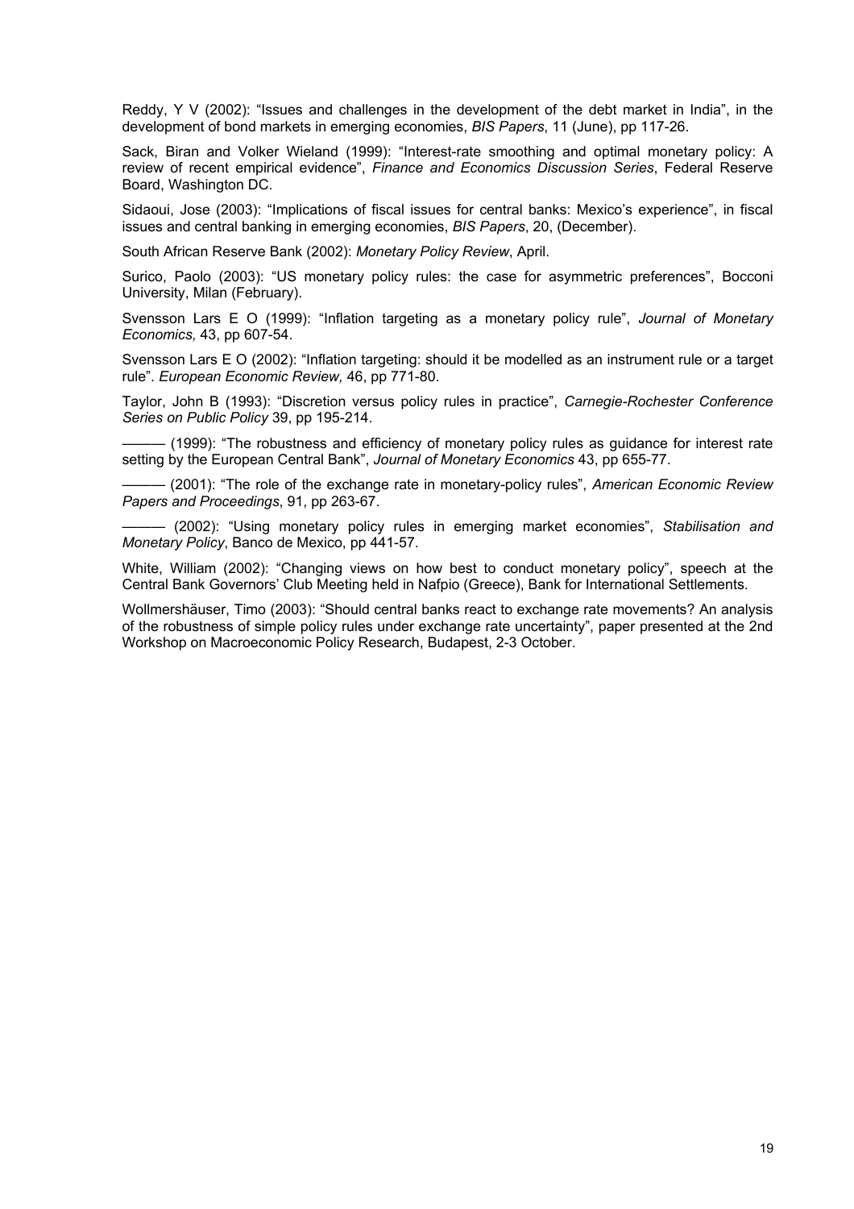Reddy, Y V (2002): "Issues and challenges in the development of the debt market in India", in the development of bond markets in emerging economies, *BIS Papers*, 11 (June), pp 117-26.

Sack, Biran and Volker Wieland (1999): "Interest-rate smoothing and optimal monetary policy: A review of recent empirical evidence", *Finance and Economics Discussion Series*, Federal Reserve Board, Washington DC.

Sidaoui, Jose (2003): "Implications of fiscal issues for central banks: Mexico's experience", in fiscal issues and central banking in emerging economies, *BIS Papers*, 20, (December).

South African Reserve Bank (2002): *Monetary Policy Review*, April.

Surico, Paolo (2003): "US monetary policy rules: the case for asymmetric preferences", Bocconi University, Milan (February).

Svensson Lars E O (1999): "Inflation targeting as a monetary policy rule", *Journal of Monetary Economics,* 43, pp 607-54.

Svensson Lars E O (2002): "Inflation targeting: should it be modelled as an instrument rule or a target rule". *European Economic Review,* 46, pp 771-80.

Taylor, John B (1993): "Discretion versus policy rules in practice", *Carnegie-Rochester Conference Series on Public Policy* 39, pp 195-214.

——— (1999): "The robustness and efficiency of monetary policy rules as guidance for interest rate setting by the European Central Bank", *Journal of Monetary Economics* 43, pp 655-77.

——— (2001): "The role of the exchange rate in monetary-policy rules", *American Economic Review Papers and Proceedings*, 91, pp 263-67.

——— (2002): "Using monetary policy rules in emerging market economies", *Stabilisation and Monetary Policy*, Banco de Mexico, pp 441-57.

White, William (2002): "Changing views on how best to conduct monetary policy", speech at the Central Bank Governors' Club Meeting held in Nafpio (Greece), Bank for International Settlements.

Wollmershäuser, Timo (2003): "Should central banks react to exchange rate movements? An analysis of the robustness of simple policy rules under exchange rate uncertainty", paper presented at the 2nd Workshop on Macroeconomic Policy Research, Budapest, 2-3 October.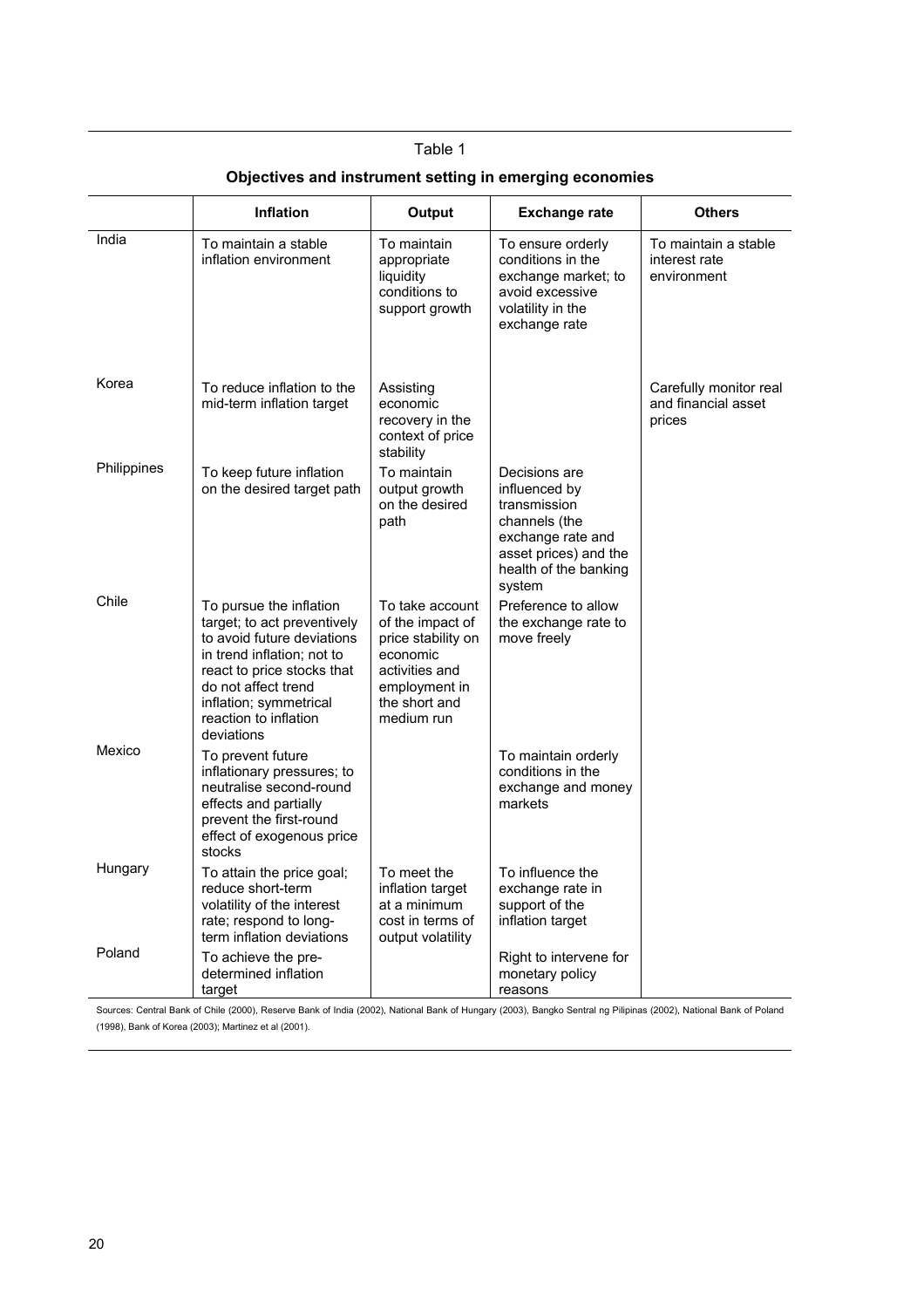Table 1

**Objectives and instrument setting in emerging economies**

| | Inflation | Output | Exchange rate | Others |
|---|---|---|---|---|
| India | To maintain a stable inflation environment | To maintain appropriate liquidity conditions to support growth | To ensure orderly conditions in the exchange market; to avoid excessive volatility in the exchange rate | To maintain a stable interest rate environment |
| Korea | To reduce inflation to the mid-term inflation target | Assisting economic recovery in the context of price stability | | Carefully monitor real and financial asset prices |
| Philippines | To keep future inflation on the desired target path | To maintain output growth on the desired path | Decisions are influenced by transmission channels (the exchange rate and asset prices) and the health of the banking system | |
| Chile | To pursue the inflation target; to act preventively to avoid future deviations in trend inflation; not to react to price stocks that do not affect trend inflation; symmetrical reaction to inflation deviations | To take account of the impact of price stability on economic activities and employment in the short and medium run | Preference to allow the exchange rate to move freely | |
| Mexico | To prevent future inflationary pressures; to neutralise second-round effects and partially prevent the first-round effect of exogenous price stocks | | To maintain orderly conditions in the exchange and money markets | |
| Hungary | To attain the price goal; reduce short-term volatility of the interest rate; respond to long-term inflation deviations | To meet the inflation target at a minimum cost in terms of output volatility | To influence the exchange rate in support of the inflation target | |
| Poland | To achieve the pre-determined inflation target | | Right to intervene for monetary policy reasons | |

Sources: Central Bank of Chile (2000), Reserve Bank of India (2002), National Bank of Hungary (2003), Bangko Sentral ng Pilipinas (2002), National Bank of Poland (1998), Bank of Korea (2003); Martinez et al (2001).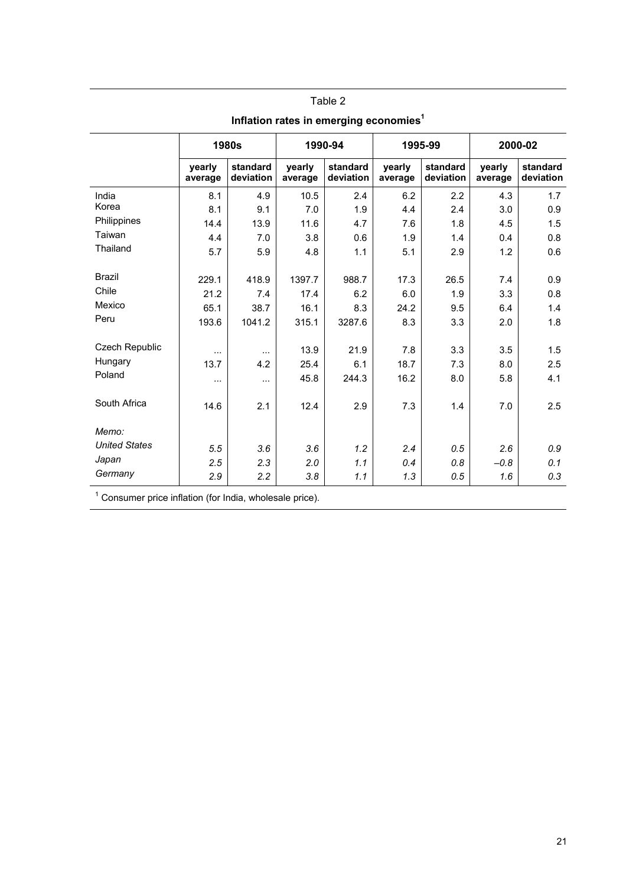Table 2

**Inflation rates in emerging economies**[1]

| | 1980s | | 1990-94 | | 1995-99 | | 2000-02 | |
|---|---|---|---|---|---|---|---|---|
| | **yearly average** | **standard deviation** | **yearly average** | **standard deviation** | **yearly average** | **standard deviation** | **yearly average** | **standard deviation** |
| India | 8.1 | 4.9 | 10.5 | 2.4 | 6.2 | 2.2 | 4.3 | 1.7 |
| Korea | 8.1 | 9.1 | 7.0 | 1.9 | 4.4 | 2.4 | 3.0 | 0.9 |
| Philippines | 14.4 | 13.9 | 11.6 | 4.7 | 7.6 | 1.8 | 4.5 | 1.5 |
| Taiwan | 4.4 | 7.0 | 3.8 | 0.6 | 1.9 | 1.4 | 0.4 | 0.8 |
| Thailand | 5.7 | 5.9 | 4.8 | 1.1 | 5.1 | 2.9 | 1.2 | 0.6 |
| Brazil | 229.1 | 418.9 | 1397.7 | 988.7 | 17.3 | 26.5 | 7.4 | 0.9 |
| Chile | 21.2 | 7.4 | 17.4 | 6.2 | 6.0 | 1.9 | 3.3 | 0.8 |
| Mexico | 65.1 | 38.7 | 16.1 | 8.3 | 24.2 | 9.5 | 6.4 | 1.4 |
| Peru | 193.6 | 1041.2 | 315.1 | 3287.6 | 8.3 | 3.3 | 2.0 | 1.8 |
| Czech Republic | ... | ... | 13.9 | 21.9 | 7.8 | 3.3 | 3.5 | 1.5 |
| Hungary | 13.7 | 4.2 | 25.4 | 6.1 | 18.7 | 7.3 | 8.0 | 2.5 |
| Poland | ... | ... | 45.8 | 244.3 | 16.2 | 8.0 | 5.8 | 4.1 |
| South Africa | 14.6 | 2.1 | 12.4 | 2.9 | 7.3 | 1.4 | 7.0 | 2.5 |
| *Memo:* | | | | | | | | |
| *United States* | *5.5* | *3.6* | *3.6* | *1.2* | *2.4* | *0.5* | *2.6* | *0.9* |
| *Japan* | *2.5* | *2.3* | *2.0* | *1.1* | *0.4* | *0.8* | *–0.8* | *0.1* |
| *Germany* | *2.9* | *2.2* | *3.8* | *1.1* | *1.3* | *0.5* | *1.6* | *0.3* |

[1] Consumer price inflation (for India, wholesale price).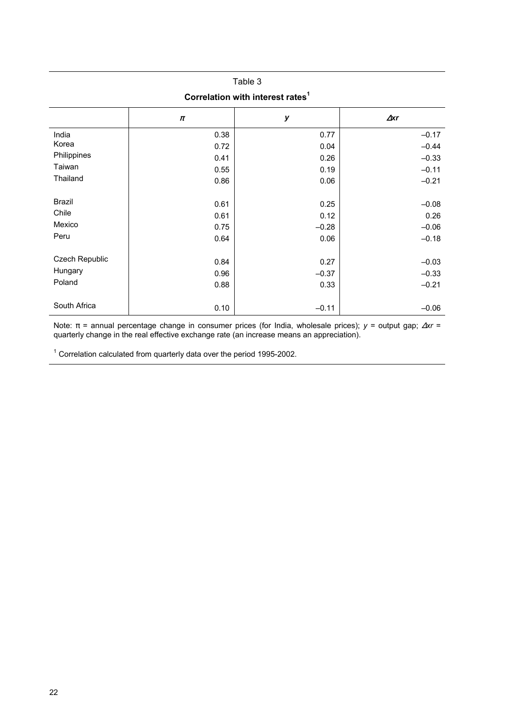Table 3

**Correlation with interest rates**[1]

| | $\pi$ | $y$ | $\Delta xr$ |
|---|---|---|---|
| India | 0.38 | 0.77 | –0.17 |
| Korea | 0.72 | 0.04 | –0.44 |
| Philippines | 0.41 | 0.26 | –0.33 |
| Taiwan | 0.55 | 0.19 | –0.11 |
| Thailand | 0.86 | 0.06 | –0.21 |
| | | | |
| Brazil | 0.61 | 0.25 | –0.08 |
| Chile | 0.61 | 0.12 | 0.26 |
| Mexico | 0.75 | –0.28 | –0.06 |
| Peru | 0.64 | 0.06 | –0.18 |
| | | | |
| Czech Republic | 0.84 | 0.27 | –0.03 |
| Hungary | 0.96 | –0.37 | –0.33 |
| Poland | 0.88 | 0.33 | –0.21 |
| | | | |
| South Africa | 0.10 | –0.11 | –0.06 |

Note: $\pi$ = annual percentage change in consumer prices (for India, wholesale prices); $y$ = output gap; $\Delta xr$ = quarterly change in the real effective exchange rate (an increase means an appreciation).

[1] Correlation calculated from quarterly data over the period 1995-2002.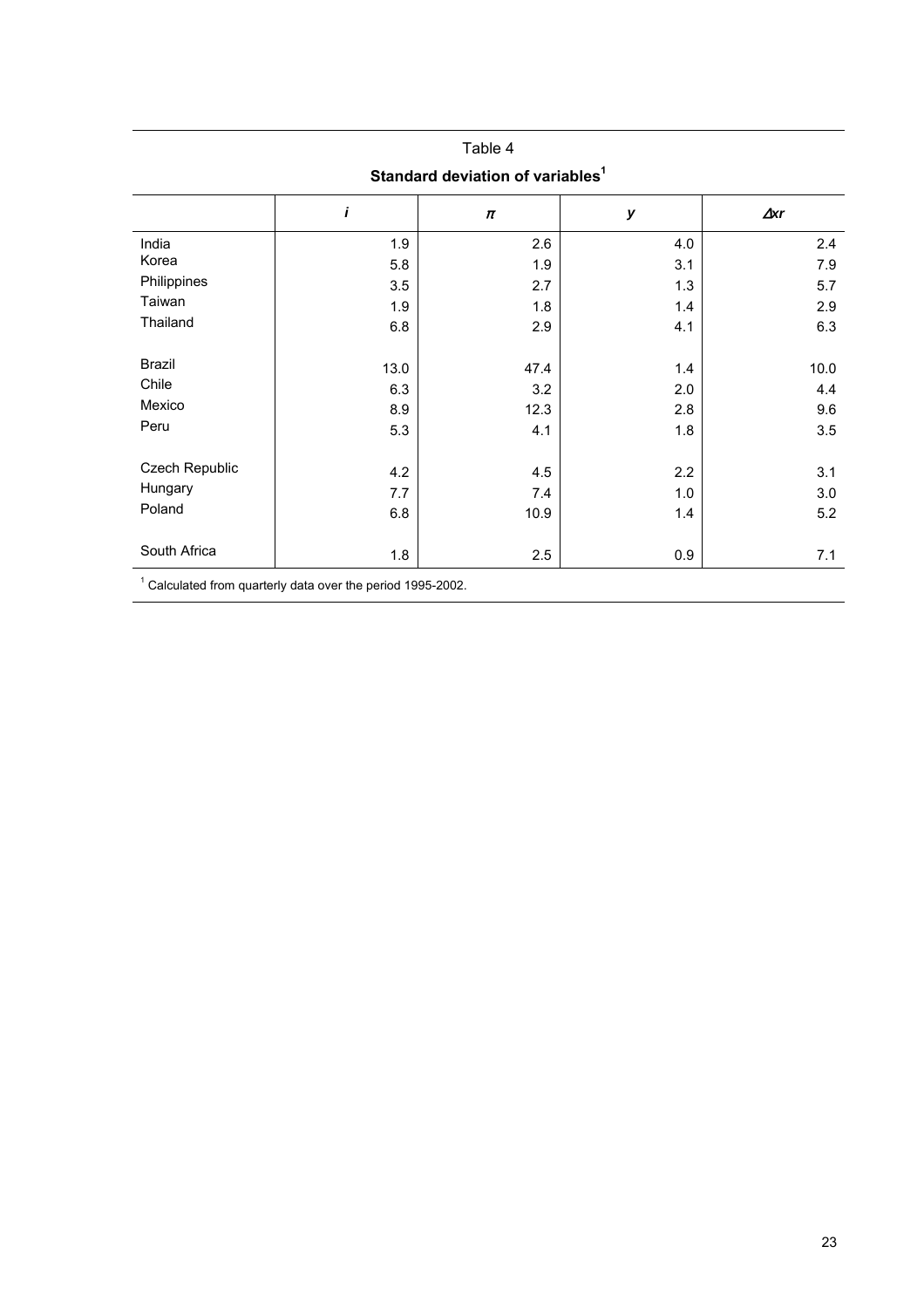Table 4

**Standard deviation of variables[1]**

| | $i$ | $\pi$ | $y$ | $\Delta xr$ |
|---|---|---|---|---|
| India | 1.9 | 2.6 | 4.0 | 2.4 |
| Korea | 5.8 | 1.9 | 3.1 | 7.9 |
| Philippines | 3.5 | 2.7 | 1.3 | 5.7 |
| Taiwan | 1.9 | 1.8 | 1.4 | 2.9 |
| Thailand | 6.8 | 2.9 | 4.1 | 6.3 |
| | | | | |
| Brazil | 13.0 | 47.4 | 1.4 | 10.0 |
| Chile | 6.3 | 3.2 | 2.0 | 4.4 |
| Mexico | 8.9 | 12.3 | 2.8 | 9.6 |
| Peru | 5.3 | 4.1 | 1.8 | 3.5 |
| | | | | |
| Czech Republic | 4.2 | 4.5 | 2.2 | 3.1 |
| Hungary | 7.7 | 7.4 | 1.0 | 3.0 |
| Poland | 6.8 | 10.9 | 1.4 | 5.2 |
| | | | | |
| South Africa | 1.8 | 2.5 | 0.9 | 7.1 |

[1] Calculated from quarterly data over the period 1995-2002.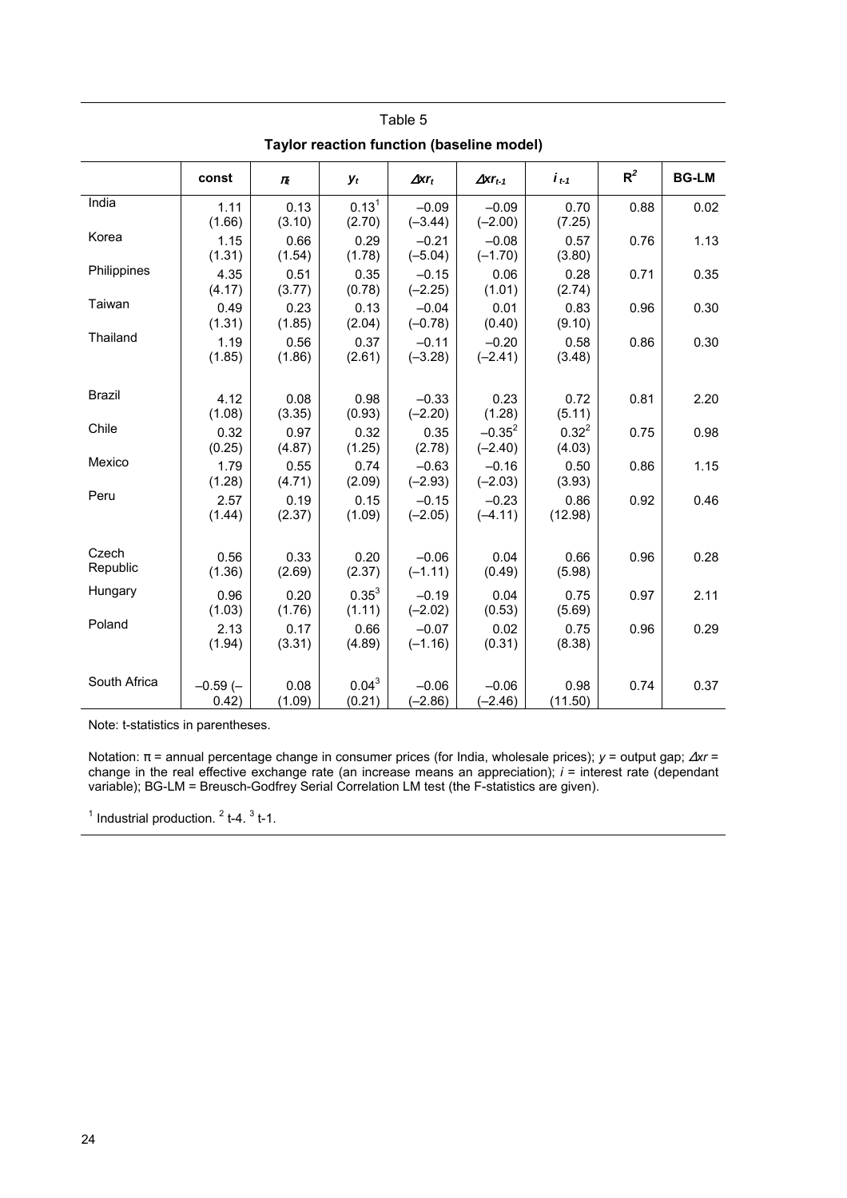Table 5

**Taylor reaction function (baseline model)**

| | const | $\pi_t$ | $y_t$ | $\Delta xr_t$ | $\Delta xr_{t-1}$ | $i_{t-1}$ | $R^2$ | BG-LM |
|---|---|---|---|---|---|---|---|---|
| India | 1.11 (1.66) | 0.13 (3.10) | 0.13[1] (2.70) | –0.09 (–3.44) | –0.09 (–2.00) | 0.70 (7.25) | 0.88 | 0.02 |
| Korea | 1.15 (1.31) | 0.66 (1.54) | 0.29 (1.78) | –0.21 (–5.04) | –0.08 (–1.70) | 0.57 (3.80) | 0.76 | 1.13 |
| Philippines | 4.35 (4.17) | 0.51 (3.77) | 0.35 (0.78) | –0.15 (–2.25) | 0.06 (1.01) | 0.28 (2.74) | 0.71 | 0.35 |
| Taiwan | 0.49 (1.31) | 0.23 (1.85) | 0.13 (2.04) | –0.04 (–0.78) | 0.01 (0.40) | 0.83 (9.10) | 0.96 | 0.30 |
| Thailand | 1.19 (1.85) | 0.56 (1.86) | 0.37 (2.61) | –0.11 (–3.28) | –0.20 (–2.41) | 0.58 (3.48) | 0.86 | 0.30 |
| Brazil | 4.12 (1.08) | 0.08 (3.35) | 0.98 (0.93) | –0.33 (–2.20) | 0.23 (1.28) | 0.72 (5.11) | 0.81 | 2.20 |
| Chile | 0.32 (0.25) | 0.97 (4.87) | 0.32 (1.25) | 0.35 (2.78) | –0.35[2] (–2.40) | 0.32[2] (4.03) | 0.75 | 0.98 |
| Mexico | 1.79 (1.28) | 0.55 (4.71) | 0.74 (2.09) | –0.63 (–2.93) | –0.16 (–2.03) | 0.50 (3.93) | 0.86 | 1.15 |
| Peru | 2.57 (1.44) | 0.19 (2.37) | 0.15 (1.09) | –0.15 (–2.05) | –0.23 (–4.11) | 0.86 (12.98) | 0.92 | 0.46 |
| Czech Republic | 0.56 (1.36) | 0.33 (2.69) | 0.20 (2.37) | –0.06 (–1.11) | 0.04 (0.49) | 0.66 (5.98) | 0.96 | 0.28 |
| Hungary | 0.96 (1.03) | 0.20 (1.76) | 0.35[3] (1.11) | –0.19 (–2.02) | 0.04 (0.53) | 0.75 (5.69) | 0.97 | 2.11 |
| Poland | 2.13 (1.94) | 0.17 (3.31) | 0.66 (4.89) | –0.07 (–1.16) | 0.02 (0.31) | 0.75 (8.38) | 0.96 | 0.29 |
| South Africa | –0.59 (–0.42) | 0.08 (1.09) | 0.04[3] (0.21) | –0.06 (–2.86) | –0.06 (–2.46) | 0.98 (11.50) | 0.74 | 0.37 |

Note: t-statistics in parentheses.

Notation: π = annual percentage change in consumer prices (for India, wholesale prices); $y$ = output gap; $\Delta xr$ = change in the real effective exchange rate (an increase means an appreciation); $i$ = interest rate (dependant variable); BG-LM = Breusch-Godfrey Serial Correlation LM test (the F-statistics are given).

[1] Industrial production. [2] t-4. [3] t-1.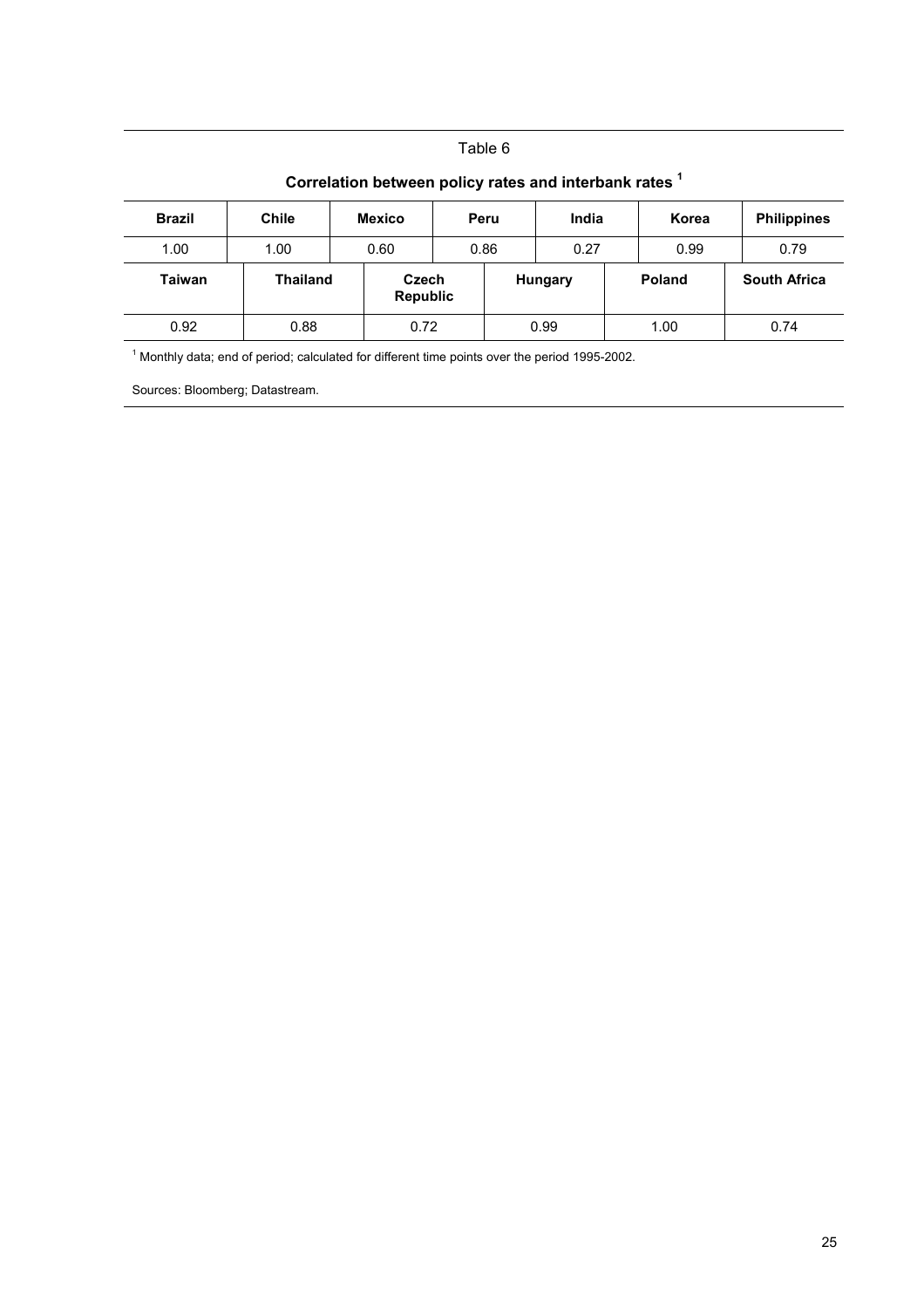Table 6

**Correlation between policy rates and interbank rates** [1]

| Brazil | Chile | Mexico | Peru | India | Korea | Philippines |
|---|---|---|---|---|---|---|
| 1.00 | 1.00 | 0.60 | 0.86 | 0.27 | 0.99 | 0.79 |

| Taiwan | Thailand | Czech Republic | Hungary | Poland | South Africa |
|---|---|---|---|---|---|
| 0.92 | 0.88 | 0.72 | 0.99 | 1.00 | 0.74 |

[1] Monthly data; end of period; calculated for different time points over the period 1995-2002.

Sources: Bloomberg; Datastream.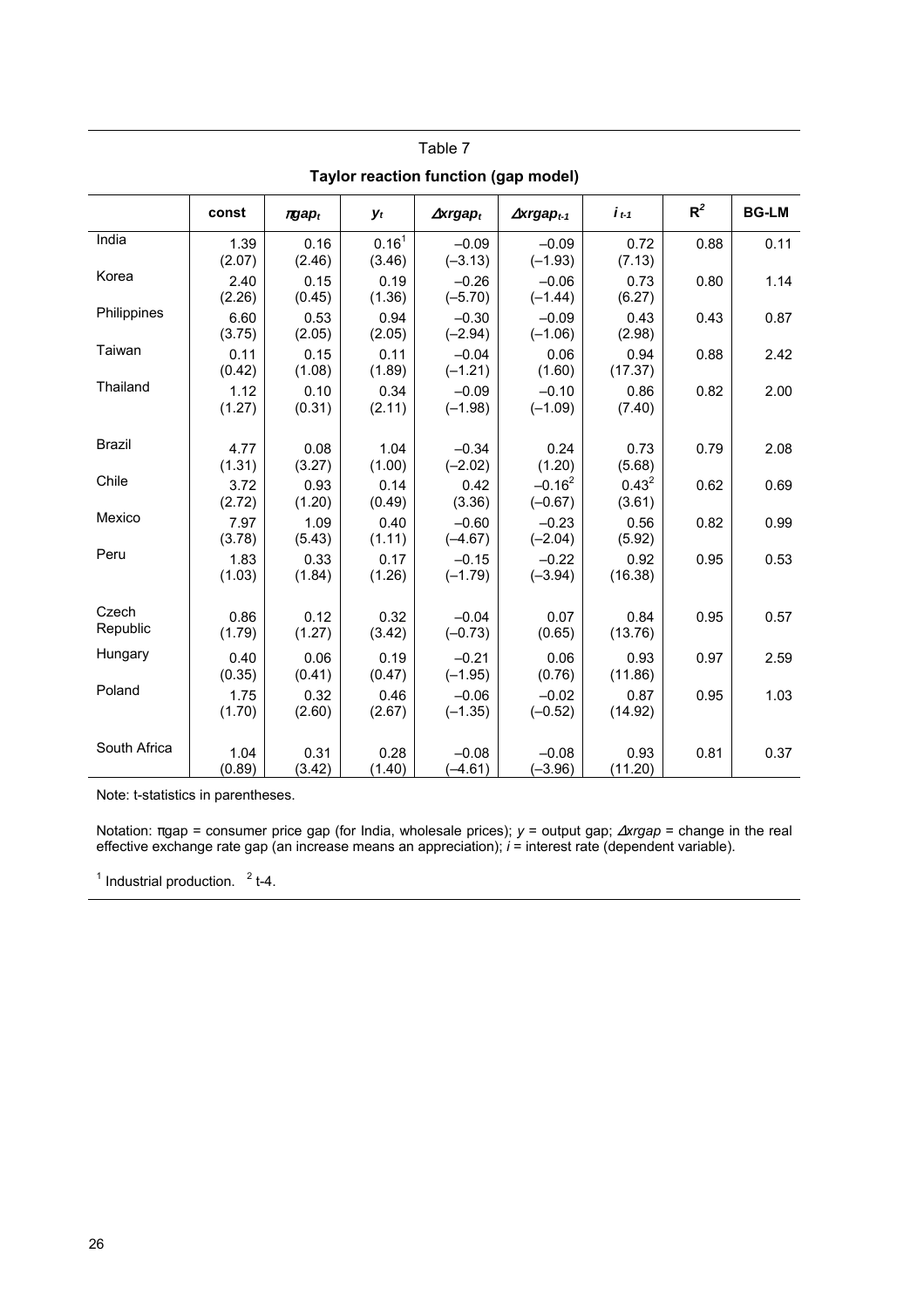Table 7

**Taylor reaction function (gap model)**

| | const | $\pi gap_t$ | $y_t$ | $\Delta xrgap_t$ | $\Delta xrgap_{t-1}$ | $i_{t-1}$ | $R^2$ | BG-LM |
|---|---|---|---|---|---|---|---|---|
| India | 1.39<br>(2.07) | 0.16<br>(2.46) | 0.16[1]<br>(3.46) | –0.09<br>(–3.13) | –0.09<br>(–1.93) | 0.72<br>(7.13) | 0.88 | 0.11 |
| Korea | 2.40<br>(2.26) | 0.15<br>(0.45) | 0.19<br>(1.36) | –0.26<br>(–5.70) | –0.06<br>(–1.44) | 0.73<br>(6.27) | 0.80 | 1.14 |
| Philippines | 6.60<br>(3.75) | 0.53<br>(2.05) | 0.94<br>(2.05) | –0.30<br>(–2.94) | –0.09<br>(–1.06) | 0.43<br>(2.98) | 0.43 | 0.87 |
| Taiwan | 0.11<br>(0.42) | 0.15<br>(1.08) | 0.11<br>(1.89) | –0.04<br>(–1.21) | 0.06<br>(1.60) | 0.94<br>(17.37) | 0.88 | 2.42 |
| Thailand | 1.12<br>(1.27) | 0.10<br>(0.31) | 0.34<br>(2.11) | –0.09<br>(–1.98) | –0.10<br>(–1.09) | 0.86<br>(7.40) | 0.82 | 2.00 |
| Brazil | 4.77<br>(1.31) | 0.08<br>(3.27) | 1.04<br>(1.00) | –0.34<br>(–2.02) | 0.24<br>(1.20) | 0.73<br>(5.68) | 0.79 | 2.08 |
| Chile | 3.72<br>(2.72) | 0.93<br>(1.20) | 0.14<br>(0.49) | 0.42<br>(3.36) | –0.16[2]<br>(–0.67) | 0.43[2]<br>(3.61) | 0.62 | 0.69 |
| Mexico | 7.97<br>(3.78) | 1.09<br>(5.43) | 0.40<br>(1.11) | –0.60<br>(–4.67) | –0.23<br>(–2.04) | 0.56<br>(5.92) | 0.82 | 0.99 |
| Peru | 1.83<br>(1.03) | 0.33<br>(1.84) | 0.17<br>(1.26) | –0.15<br>(–1.79) | –0.22<br>(–3.94) | 0.92<br>(16.38) | 0.95 | 0.53 |
| Czech Republic | 0.86<br>(1.79) | 0.12<br>(1.27) | 0.32<br>(3.42) | –0.04<br>(–0.73) | 0.07<br>(0.65) | 0.84<br>(13.76) | 0.95 | 0.57 |
| Hungary | 0.40<br>(0.35) | 0.06<br>(0.41) | 0.19<br>(0.47) | –0.21<br>(–1.95) | 0.06<br>(0.76) | 0.93<br>(11.86) | 0.97 | 2.59 |
| Poland | 1.75<br>(1.70) | 0.32<br>(2.60) | 0.46<br>(2.67) | –0.06<br>(–1.35) | –0.02<br>(–0.52) | 0.87<br>(14.92) | 0.95 | 1.03 |
| South Africa | 1.04<br>(0.89) | 0.31<br>(3.42) | 0.28<br>(1.40) | –0.08<br>(–4.61) | –0.08<br>(–3.96) | 0.93<br>(11.20) | 0.81 | 0.37 |

Note: t-statistics in parentheses.

Notation: πgap = consumer price gap (for India, wholesale prices); $y$ = output gap; $\Delta xrgap$ = change in the real effective exchange rate gap (an increase means an appreciation); $i$ = interest rate (dependent variable).

[1] Industrial production. [2] t-4.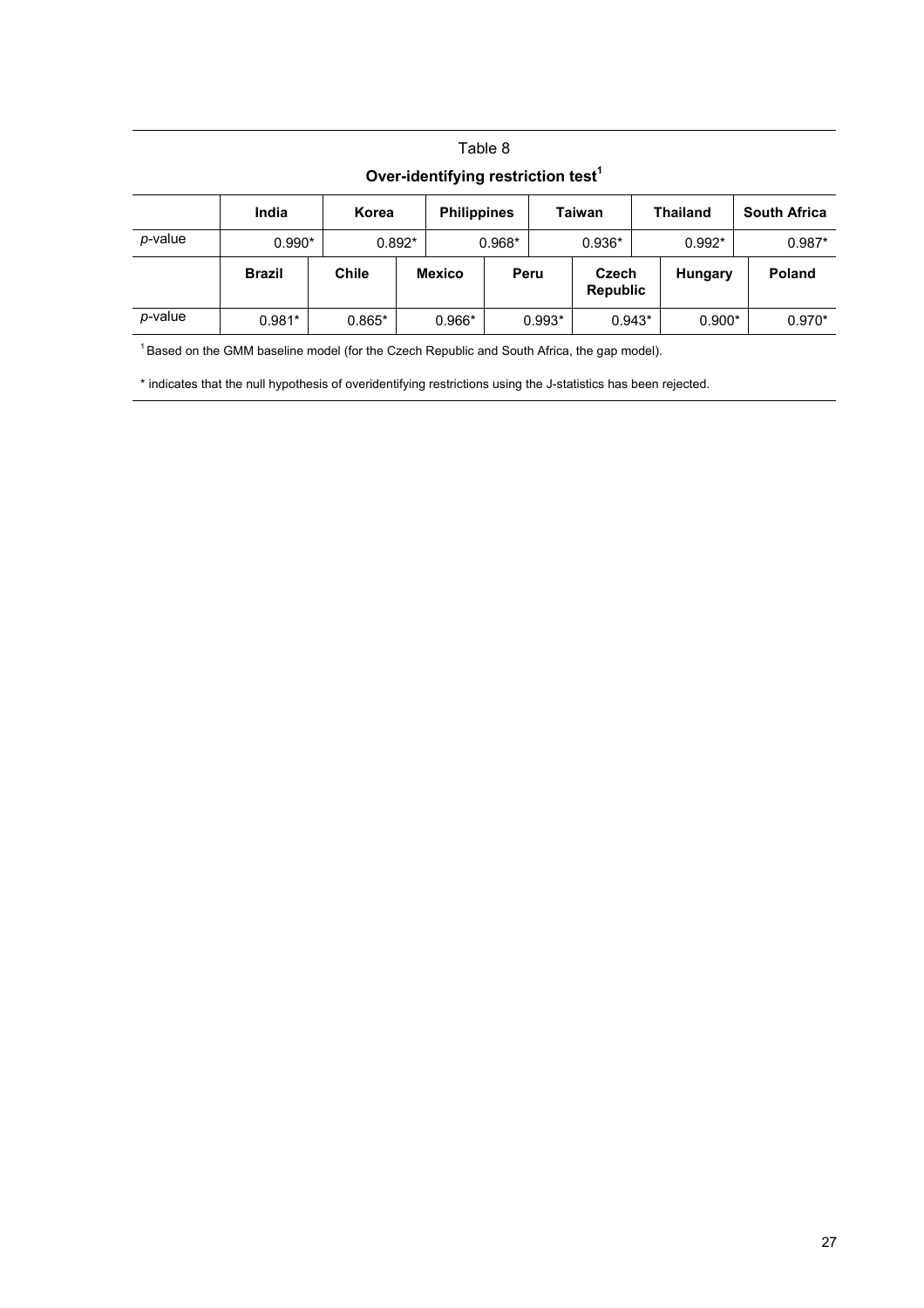Table 8

**Over-identifying restriction test[1]**

| | India | Korea | Philippines | Taiwan | Thailand | South Africa | |
|---|---|---|---|---|---|---|---|
| *p*-value | 0.990* | 0.892* | 0.968* | 0.936* | 0.992* | 0.987* | |
| | **Brazil** | **Chile** | **Mexico** | **Peru** | **Czech Republic** | **Hungary** | **Poland** |
| *p*-value | 0.981* | 0.865* | 0.966* | 0.993* | 0.943* | 0.900* | 0.970* |

[1] Based on the GMM baseline model (for the Czech Republic and South Africa, the gap model).

* indicates that the null hypothesis of overidentifying restrictions using the J-statistics has been rejected.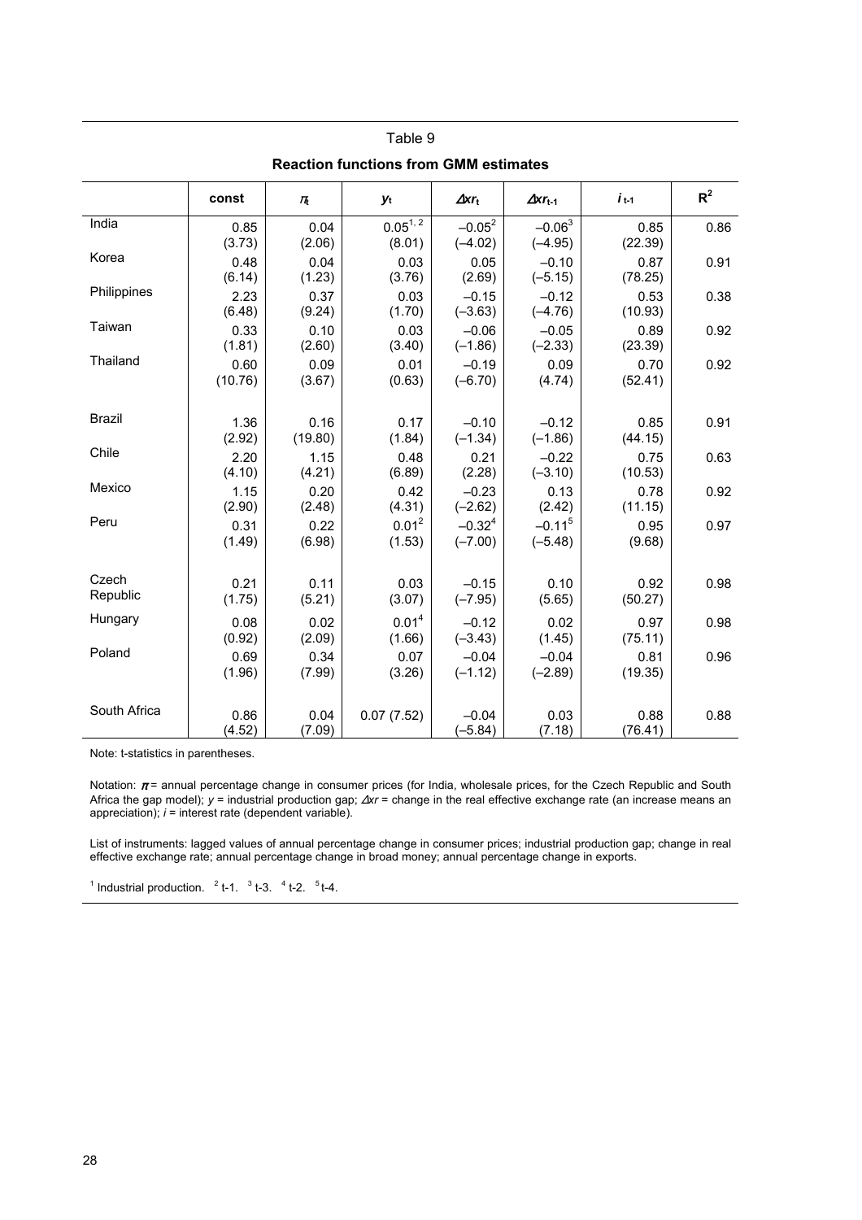Table 9

**Reaction functions from GMM estimates**

| | const | $\pi_t$ | $y_t$ | $\Delta xr_t$ | $\Delta xr_{t-1}$ | $i_{t-1}$ | $R^2$ |
|---|---|---|---|---|---|---|---|
| India | 0.85<br>(3.73) | 0.04<br>(2.06) | 0.05[1, 2]<br>(8.01) | –0.05[2]<br>(–4.02) | –0.06[3]<br>(–4.95) | 0.85<br>(22.39) | 0.86 |
| Korea | 0.48<br>(6.14) | 0.04<br>(1.23) | 0.03<br>(3.76) | 0.05<br>(2.69) | –0.10<br>(–5.15) | 0.87<br>(78.25) | 0.91 |
| Philippines | 2.23<br>(6.48) | 0.37<br>(9.24) | 0.03<br>(1.70) | –0.15<br>(–3.63) | –0.12<br>(–4.76) | 0.53<br>(10.93) | 0.38 |
| Taiwan | 0.33<br>(1.81) | 0.10<br>(2.60) | 0.03<br>(3.40) | –0.06<br>(–1.86) | –0.05<br>(–2.33) | 0.89<br>(23.39) | 0.92 |
| Thailand | 0.60<br>(10.76) | 0.09<br>(3.67) | 0.01<br>(0.63) | –0.19<br>(–6.70) | 0.09<br>(4.74) | 0.70<br>(52.41) | 0.92 |
| Brazil | 1.36<br>(2.92) | 0.16<br>(19.80) | 0.17<br>(1.84) | –0.10<br>(–1.34) | –0.12<br>(–1.86) | 0.85<br>(44.15) | 0.91 |
| Chile | 2.20<br>(4.10) | 1.15<br>(4.21) | 0.48<br>(6.89) | 0.21<br>(2.28) | –0.22<br>(–3.10) | 0.75<br>(10.53) | 0.63 |
| Mexico | 1.15<br>(2.90) | 0.20<br>(2.48) | 0.42<br>(4.31) | –0.23<br>(–2.62) | 0.13<br>(2.42) | 0.78<br>(11.15) | 0.92 |
| Peru | 0.31<br>(1.49) | 0.22<br>(6.98) | 0.01[2]<br>(1.53) | –0.32[4]<br>(–7.00) | –0.11[5]<br>(–5.48) | 0.95<br>(9.68) | 0.97 |
| Czech Republic | 0.21<br>(1.75) | 0.11<br>(5.21) | 0.03<br>(3.07) | –0.15<br>(–7.95) | 0.10<br>(5.65) | 0.92<br>(50.27) | 0.98 |
| Hungary | 0.08<br>(0.92) | 0.02<br>(2.09) | 0.01[4]<br>(1.66) | –0.12<br>(–3.43) | 0.02<br>(1.45) | 0.97<br>(75.11) | 0.98 |
| Poland | 0.69<br>(1.96) | 0.34<br>(7.99) | 0.07<br>(3.26) | –0.04<br>(–1.12) | –0.04<br>(–2.89) | 0.81<br>(19.35) | 0.96 |
| South Africa | 0.86<br>(4.52) | 0.04<br>(7.09) | 0.07 (7.52) | –0.04<br>(–5.84) | 0.03<br>(7.18) | 0.88<br>(76.41) | 0.88 |

Note: t-statistics in parentheses.

Notation: $\pi$ = annual percentage change in consumer prices (for India, wholesale prices, for the Czech Republic and South Africa the gap model); $y$ = industrial production gap; $\Delta xr$ = change in the real effective exchange rate (an increase means an appreciation); $i$ = interest rate (dependent variable).

List of instruments: lagged values of annual percentage change in consumer prices; industrial production gap; change in real effective exchange rate; annual percentage change in broad money; annual percentage change in exports.

[1] Industrial production. [2] t-1. [3] t-3. [4] t-2. [5] t-4.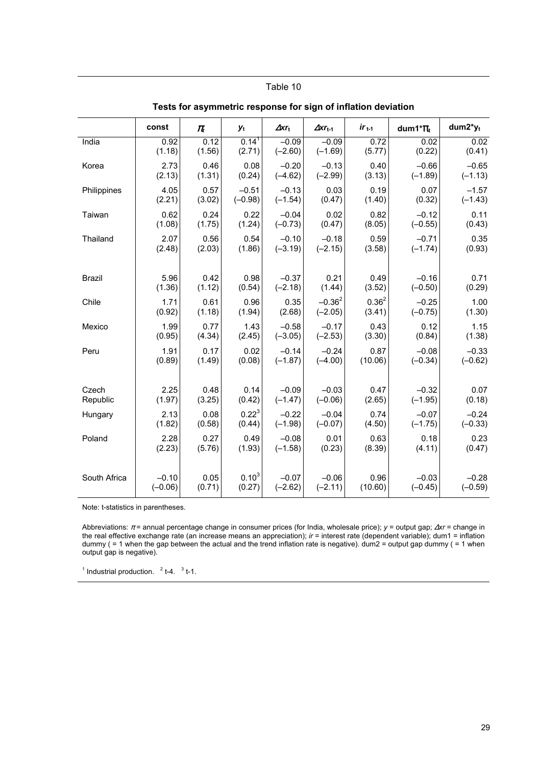Table 10

**Tests for asymmetric response for sign of inflation deviation**

| | const | $\pi_t$ | $y_t$ | $\Delta xr_t$ | $\Delta xr_{t-1}$ | $ir_{t-1}$ | dum1\*$\pi_t$ | dum2\*$y_t$ |
|---|---|---|---|---|---|---|---|---|
| India | 0.92<br>(1.18) | 0.12<br>(1.56) | 0.14[1]<br>(2.71) | –0.09<br>(–2.60) | –0.09<br>(–1.69) | 0.72<br>(5.77) | 0.02<br>(0.22) | 0.02<br>(0.41) |
| Korea | 2.73<br>(2.13) | 0.46<br>(1.31) | 0.08<br>(0.24) | –0.20<br>(–4.62) | –0.13<br>(–2.99) | 0.40<br>(3.13) | –0.66<br>(–1.89) | –0.65<br>(–1.13) |
| Philippines | 4.05<br>(2.21) | 0.57<br>(3.02) | –0.51<br>(–0.98) | –0.13<br>(–1.54) | 0.03<br>(0.47) | 0.19<br>(1.40) | 0.07<br>(0.32) | –1.57<br>(–1.43) |
| Taiwan | 0.62<br>(1.08) | 0.24<br>(1.75) | 0.22<br>(1.24) | –0.04<br>(–0.73) | 0.02<br>(0.47) | 0.82<br>(8.05) | –0.12<br>(–0.55) | 0.11<br>(0.43) |
| Thailand | 2.07<br>(2.48) | 0.56<br>(2.03) | 0.54<br>(1.86) | –0.10<br>(–3.19) | –0.18<br>(–2.15) | 0.59<br>(3.58) | –0.71<br>(–1.74) | 0.35<br>(0.93) |
| Brazil | 5.96<br>(1.36) | 0.42<br>(1.12) | 0.98<br>(0.54) | –0.37<br>(–2.18) | 0.21<br>(1.44) | 0.49<br>(3.52) | –0.16<br>(–0.50) | 0.71<br>(0.29) |
| Chile | 1.71<br>(0.92) | 0.61<br>(1.18) | 0.96<br>(1.94) | 0.35<br>(2.68) | –0.36[2]<br>(–2.05) | 0.36[2]<br>(3.41) | –0.25<br>(–0.75) | 1.00<br>(1.30) |
| Mexico | 1.99<br>(0.95) | 0.77<br>(4.34) | 1.43<br>(2.45) | –0.58<br>(–3.05) | –0.17<br>(–2.53) | 0.43<br>(3.30) | 0.12<br>(0.84) | 1.15<br>(1.38) |
| Peru | 1.91<br>(0.89) | 0.17<br>(1.49) | 0.02<br>(0.08) | –0.14<br>(–1.87) | –0.24<br>(–4.00) | 0.87<br>(10.06) | –0.08<br>(–0.34) | –0.33<br>(–0.62) |
| Czech Republic | 2.25<br>(1.97) | 0.48<br>(3.25) | 0.14<br>(0.42) | –0.09<br>(–1.47) | –0.03<br>(–0.06) | 0.47<br>(2.65) | –0.32<br>(–1.95) | 0.07<br>(0.18) |
| Hungary | 2.13<br>(1.82) | 0.08<br>(0.58) | 0.22[3]<br>(0.44) | –0.22<br>(–1.98) | –0.04<br>(–0.07) | 0.74<br>(4.50) | –0.07<br>(–1.75) | –0.24<br>(–0.33) |
| Poland | 2.28<br>(2.23) | 0.27<br>(5.76) | 0.49<br>(1.93) | –0.08<br>(–1.58) | 0.01<br>(0.23) | 0.63<br>(8.39) | 0.18<br>(4.11) | 0.23<br>(0.47) |
| South Africa | –0.10<br>(–0.06) | 0.05<br>(0.71) | 0.10[3]<br>(0.27) | –0.07<br>(–2.62) | –0.06<br>(–2.11) | 0.96<br>(10.60) | –0.03<br>(–0.45) | –0.28<br>(–0.59) |

Note: t-statistics in parentheses.

Abbreviations: $\pi$ = annual percentage change in consumer prices (for India, wholesale price); $y$ = output gap; $\Delta xr$ = change in the real effective exchange rate (an increase means an appreciation); $ir$ = interest rate (dependent variable); dum1 = inflation dummy ( = 1 when the gap between the actual and the trend inflation rate is negative). dum2 = output gap dummy ( = 1 when output gap is negative).

[1] Industrial production. [2] t-4. [3] t-1.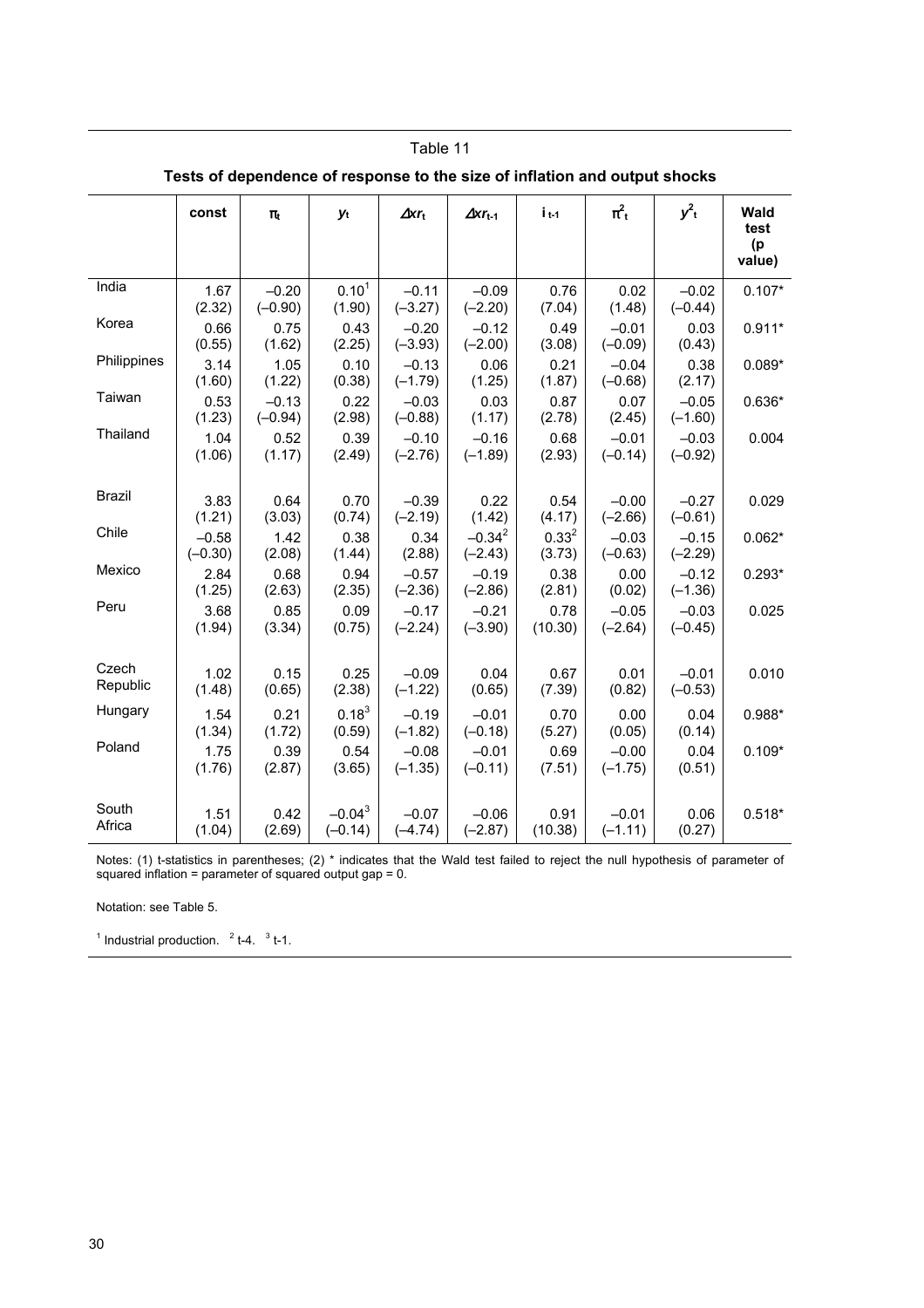Table 11

**Tests of dependence of response to the size of inflation and output shocks**

| | const | $\pi_t$ | $y_t$ | $\Delta xr_t$ | $\Delta xr_{t-1}$ | $i_{t-1}$ | $\pi^2_t$ | $y^2_t$ | Wald test (p value) |
|---|---|---|---|---|---|---|---|---|---|
| India | 1.67 (2.32) | –0.20 (–0.90) | 0.10[1] (1.90) | –0.11 (–3.27) | –0.09 (–2.20) | 0.76 (7.04) | 0.02 (1.48) | –0.02 (–0.44) | 0.107* |
| Korea | 0.66 (0.55) | 0.75 (1.62) | 0.43 (2.25) | –0.20 (–3.93) | –0.12 (–2.00) | 0.49 (3.08) | –0.01 (–0.09) | 0.03 (0.43) | 0.911* |
| Philippines | 3.14 (1.60) | 1.05 (1.22) | 0.10 (0.38) | –0.13 (–1.79) | 0.06 (1.25) | 0.21 (1.87) | –0.04 (–0.68) | 0.38 (2.17) | 0.089* |
| Taiwan | 0.53 (1.23) | –0.13 (–0.94) | 0.22 (2.98) | –0.03 (–0.88) | 0.03 (1.17) | 0.87 (2.78) | 0.07 (2.45) | –0.05 (–1.60) | 0.636* |
| Thailand | 1.04 (1.06) | 0.52 (1.17) | 0.39 (2.49) | –0.10 (–2.76) | –0.16 (–1.89) | 0.68 (2.93) | –0.01 (–0.14) | –0.03 (–0.92) | 0.004 |
| Brazil | 3.83 (1.21) | 0.64 (3.03) | 0.70 (0.74) | –0.39 (–2.19) | 0.22 (1.42) | 0.54 (4.17) | –0.00 (–2.66) | –0.27 (–0.61) | 0.029 |
| Chile | –0.58 (–0.30) | 1.42 (2.08) | 0.38 (1.44) | 0.34 (2.88) | –0.34[2] (–2.43) | 0.33[2] (3.73) | –0.03 (–0.63) | –0.15 (–2.29) | 0.062* |
| Mexico | 2.84 (1.25) | 0.68 (2.63) | 0.94 (2.35) | –0.57 (–2.36) | –0.19 (–2.86) | 0.38 (2.81) | 0.00 (0.02) | –0.12 (–1.36) | 0.293* |
| Peru | 3.68 (1.94) | 0.85 (3.34) | 0.09 (0.75) | –0.17 (–2.24) | –0.21 (–3.90) | 0.78 (10.30) | –0.05 (–2.64) | –0.03 (–0.45) | 0.025 |
| Czech Republic | 1.02 (1.48) | 0.15 (0.65) | 0.25 (2.38) | –0.09 (–1.22) | 0.04 (0.65) | 0.67 (7.39) | 0.01 (0.82) | –0.01 (–0.53) | 0.010 |
| Hungary | 1.54 (1.34) | 0.21 (1.72) | 0.18[3] (0.59) | –0.19 (–1.82) | –0.01 (–0.18) | 0.70 (5.27) | 0.00 (0.05) | 0.04 (0.14) | 0.988* |
| Poland | 1.75 (1.76) | 0.39 (2.87) | 0.54 (3.65) | –0.08 (–1.35) | –0.01 (–0.11) | 0.69 (7.51) | –0.00 (–1.75) | 0.04 (0.51) | 0.109* |
| South Africa | 1.51 (1.04) | 0.42 (2.69) | –0.04[3] (–0.14) | –0.07 (–4.74) | –0.06 (–2.87) | 0.91 (10.38) | –0.01 (–1.11) | 0.06 (0.27) | 0.518* |

Notes: (1) t-statistics in parentheses; (2) * indicates that the Wald test failed to reject the null hypothesis of parameter of squared inflation = parameter of squared output gap = 0.

Notation: see Table 5.

[1] Industrial production. [2] t-4. [3] t-1.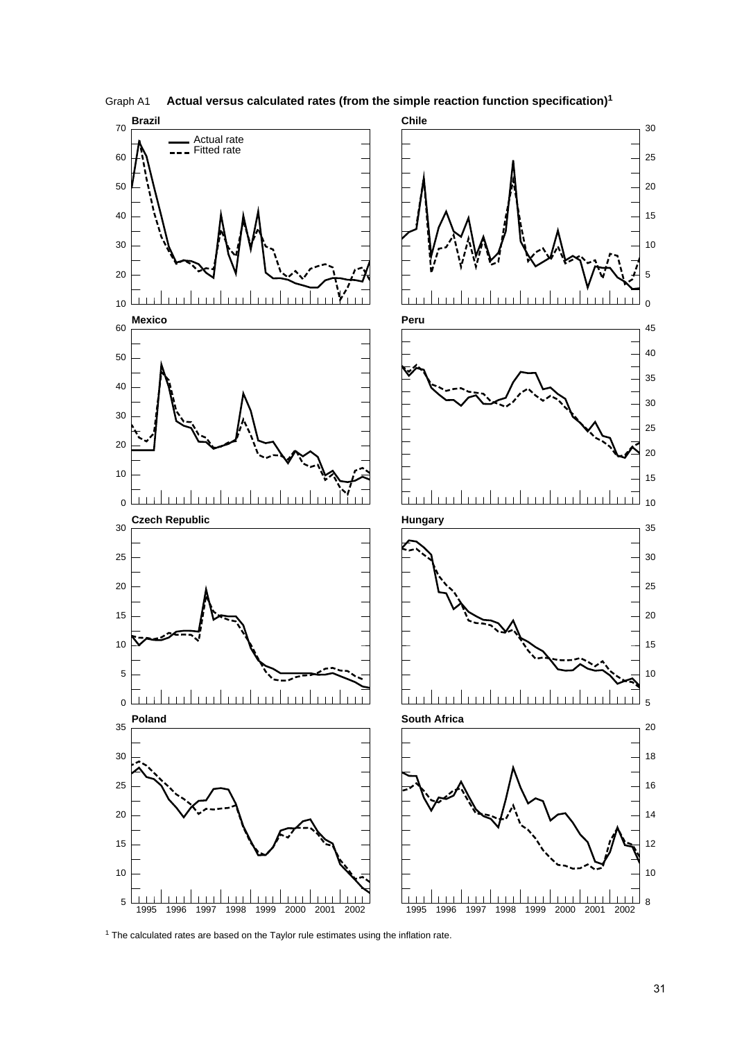Graph A1 **Actual versus calculated rates (from the simple reaction function specification)**[1]

[1] The calculated rates are based on the Taylor rule estimates using the inflation rate.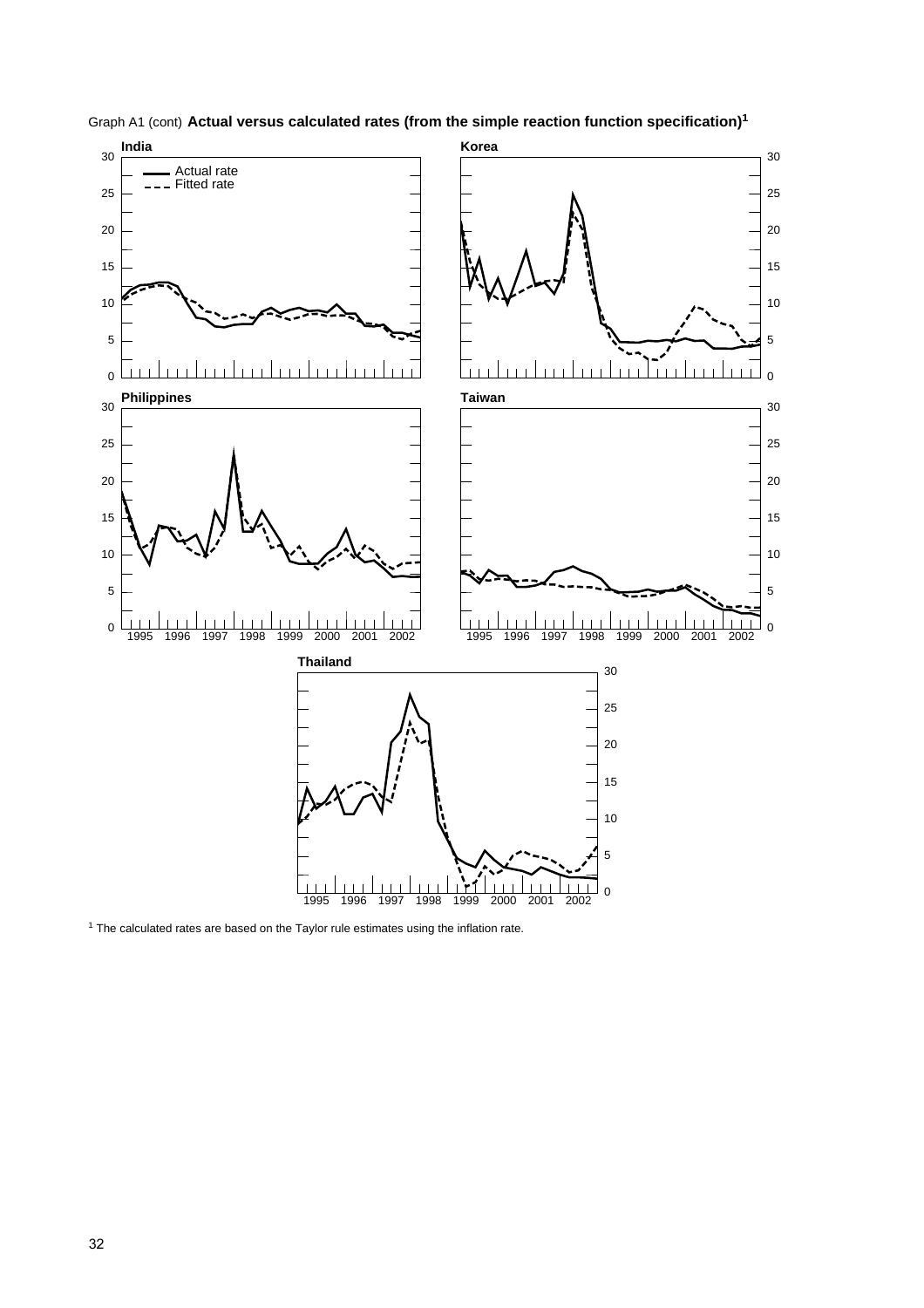Graph A1 (cont) **Actual versus calculated rates (from the simple reaction function specification)[1]**

**India**

**Korea**

**Philippines**

**Taiwan**

**Thailand**

— Actual rate
- - - Fitted rate

[1] The calculated rates are based on the Taylor rule estimates using the inflation rate.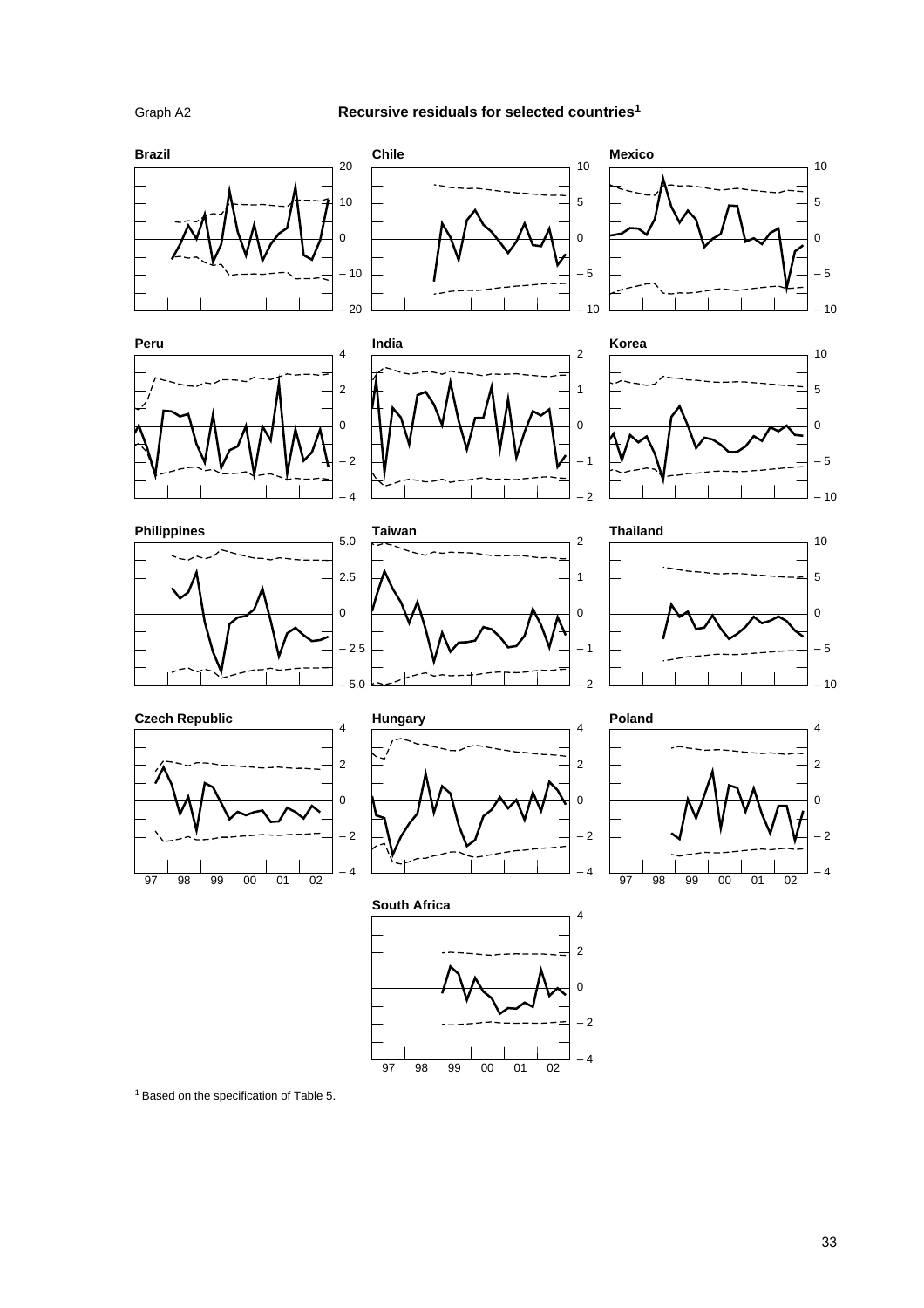Graph A2

**Recursive residuals for selected countries**[1]

[1] Based on the specification of Table 5.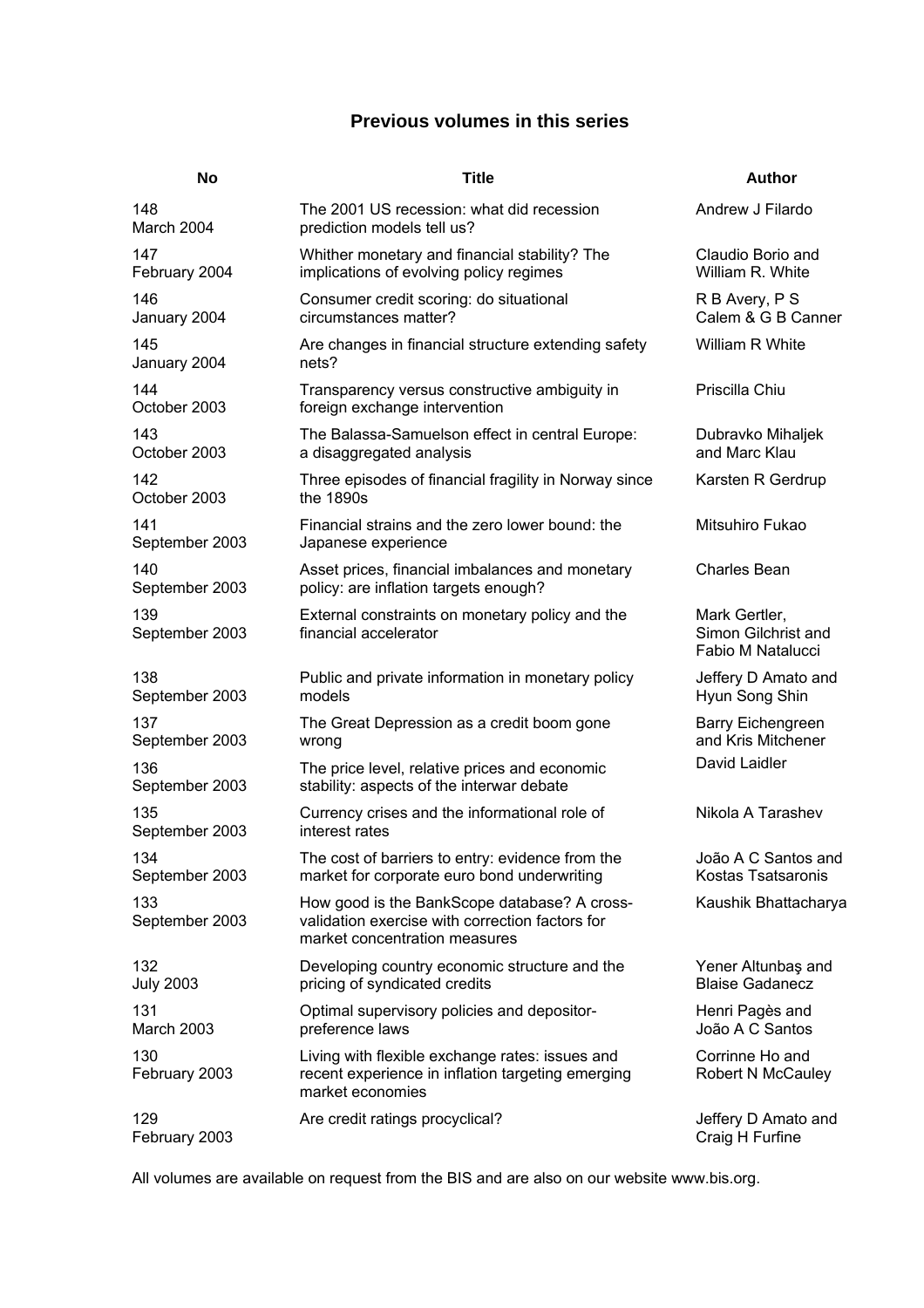## Previous volumes in this series

| No | Title | Author |
|---|---|---|
| 148 March 2004 | The 2001 US recession: what did recession prediction models tell us? | Andrew J Filardo |
| 147 February 2004 | Whither monetary and financial stability? The implications of evolving policy regimes | Claudio Borio and William R. White |
| 146 January 2004 | Consumer credit scoring: do situational circumstances matter? | R B Avery, P S Calem & G B Canner |
| 145 January 2004 | Are changes in financial structure extending safety nets? | William R White |
| 144 October 2003 | Transparency versus constructive ambiguity in foreign exchange intervention | Priscilla Chiu |
| 143 October 2003 | The Balassa-Samuelson effect in central Europe: a disaggregated analysis | Dubravko Mihaljek and Marc Klau |
| 142 October 2003 | Three episodes of financial fragility in Norway since the 1890s | Karsten R Gerdrup |
| 141 September 2003 | Financial strains and the zero lower bound: the Japanese experience | Mitsuhiro Fukao |
| 140 September 2003 | Asset prices, financial imbalances and monetary policy: are inflation targets enough? | Charles Bean |
| 139 September 2003 | External constraints on monetary policy and the financial accelerator | Mark Gertler, Simon Gilchrist and Fabio M Natalucci |
| 138 September 2003 | Public and private information in monetary policy models | Jeffery D Amato and Hyun Song Shin |
| 137 September 2003 | The Great Depression as a credit boom gone wrong | Barry Eichengreen and Kris Mitchener |
| 136 September 2003 | The price level, relative prices and economic stability: aspects of the interwar debate | David Laidler |
| 135 September 2003 | Currency crises and the informational role of interest rates | Nikola A Tarashev |
| 134 September 2003 | The cost of barriers to entry: evidence from the market for corporate euro bond underwriting | João A C Santos and Kostas Tsatsaronis |
| 133 September 2003 | How good is the BankScope database? A cross-validation exercise with correction factors for market concentration measures | Kaushik Bhattacharya |
| 132 July 2003 | Developing country economic structure and the pricing of syndicated credits | Yener Altunbaş and Blaise Gadanecz |
| 131 March 2003 | Optimal supervisory policies and depositor-preference laws | Henri Pagès and João A C Santos |
| 130 February 2003 | Living with flexible exchange rates: issues and recent experience in inflation targeting emerging market economies | Corrinne Ho and Robert N McCauley |
| 129 February 2003 | Are credit ratings procyclical? | Jeffery D Amato and Craig H Furfine |

All volumes are available on request from the BIS and are also on our website www.bis.org.